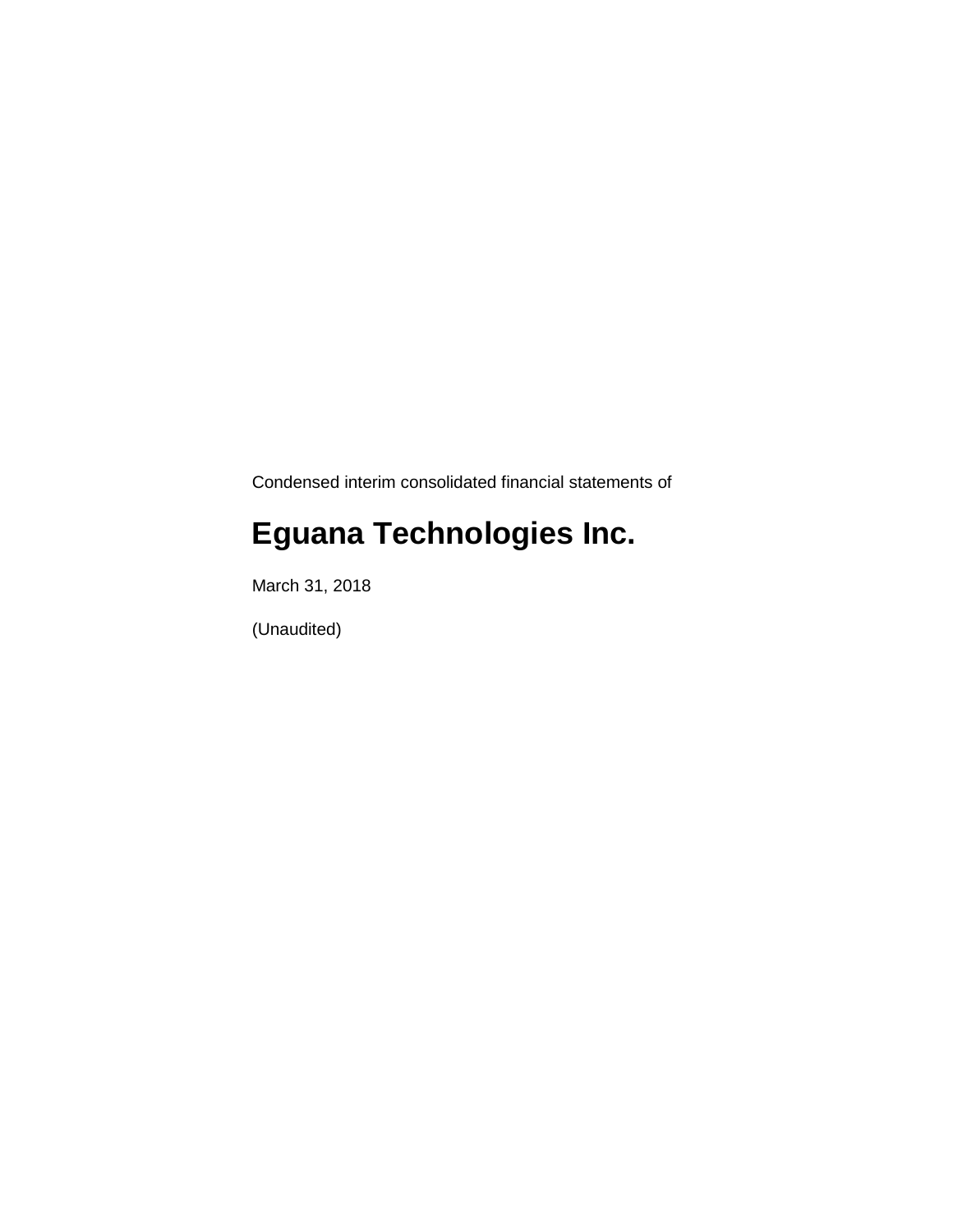Condensed interim consolidated financial statements of

# Eguana Technologies Inc.

March 31, 2018

(Unaudited)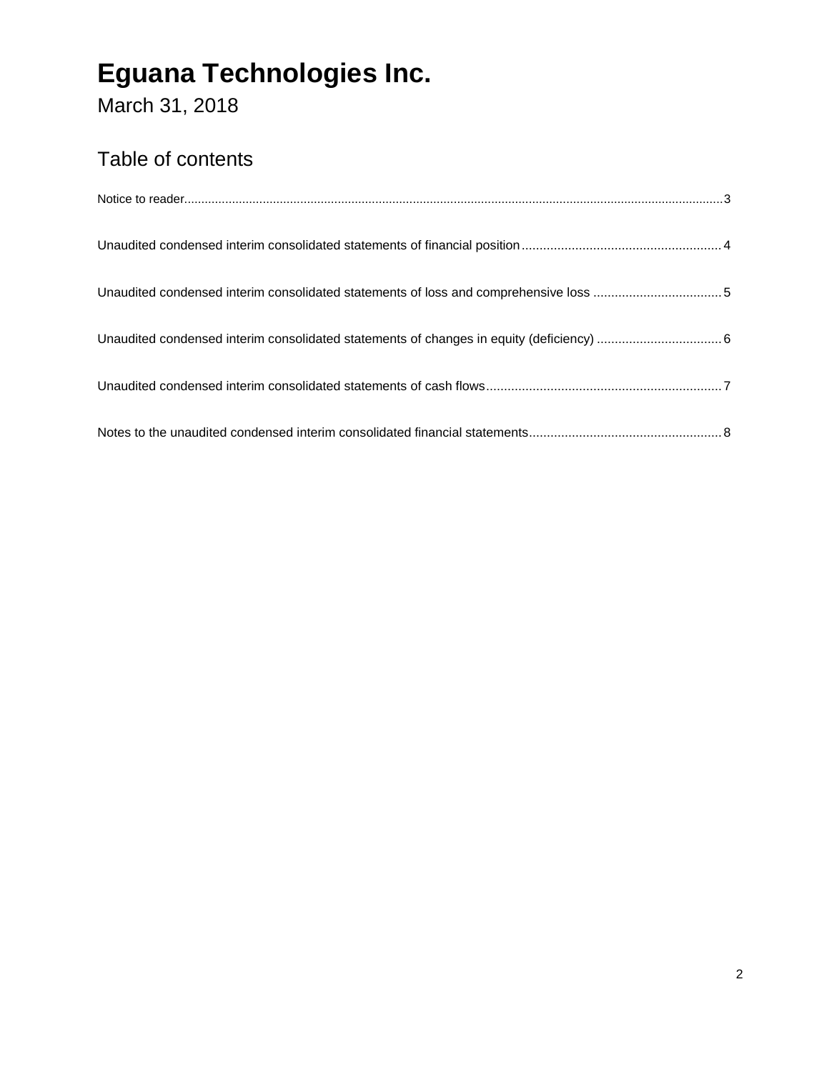# Eguana Technologies Inc.

March 31, 2018

## Table of contents

Notice to reader....................................................................................................................................................3

Unaudited condensed interim consolidated statements of financial position........................................................4

Unaudited condensed interim consolidated statements of loss and comprehensive loss ....................................5

Unaudited condensed interim consolidated statements of changes in equity (deficiency) ...................................6

Unaudited condensed interim consolidated statements of cash flows..................................................................7

Notes to the unaudited condensed interim consolidated financial statements......................................................8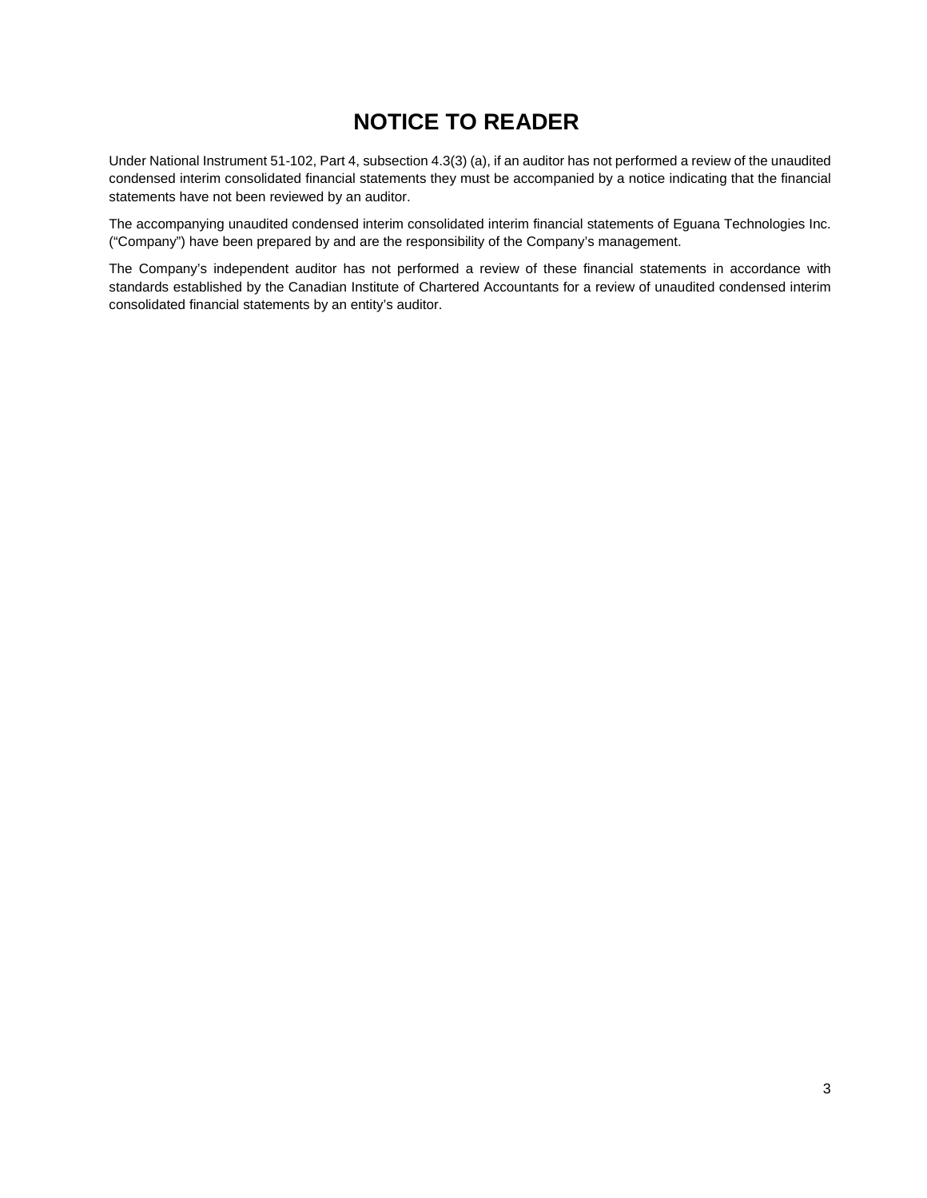# NOTICE TO READER

Under National Instrument 51-102, Part 4, subsection 4.3(3) (a), if an auditor has not performed a review of the unaudited condensed interim consolidated financial statements they must be accompanied by a notice indicating that the financial statements have not been reviewed by an auditor.

The accompanying unaudited condensed interim consolidated interim financial statements of Eguana Technologies Inc. ("Company") have been prepared by and are the responsibility of the Company's management.

The Company's independent auditor has not performed a review of these financial statements in accordance with standards established by the Canadian Institute of Chartered Accountants for a review of unaudited condensed interim consolidated financial statements by an entity's auditor.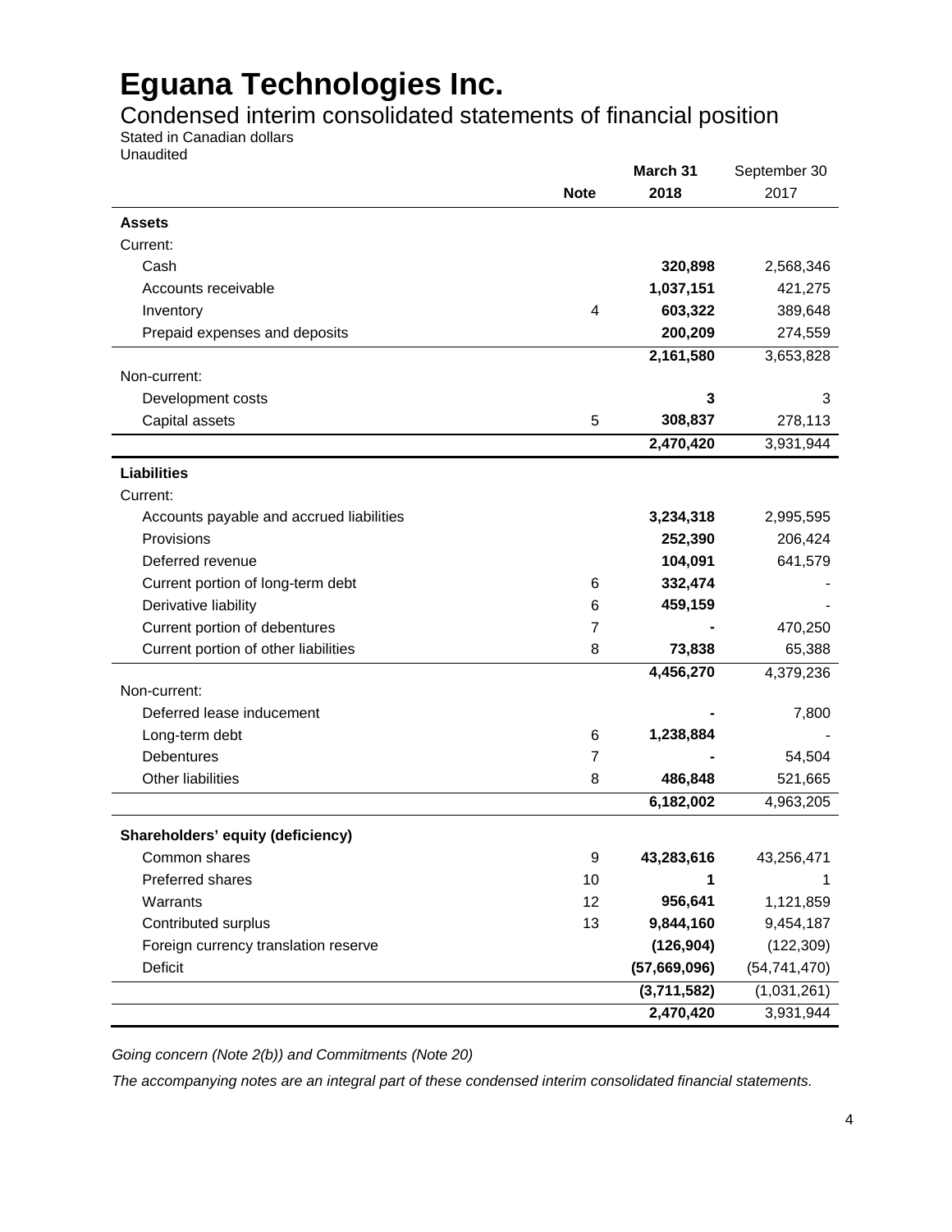# Eguana Technologies Inc.

## Condensed interim consolidated statements of financial position

Stated in Canadian dollars
Unaudited

| | Note | March 31 2018 | September 30 2017 |
|---|---|---|---|
| **Assets** | | | |
| Current: | | | |
| Cash | | **320,898** | 2,568,346 |
| Accounts receivable | | **1,037,151** | 421,275 |
| Inventory | 4 | **603,322** | 389,648 |
| Prepaid expenses and deposits | | **200,209** | 274,559 |
| | | **2,161,580** | 3,653,828 |
| Non-current: | | | |
| Development costs | | **3** | 3 |
| Capital assets | 5 | **308,837** | 278,113 |
| | | **2,470,420** | 3,931,944 |
| **Liabilities** | | | |
| Current: | | | |
| Accounts payable and accrued liabilities | | **3,234,318** | 2,995,595 |
| Provisions | | **252,390** | 206,424 |
| Deferred revenue | | **104,091** | 641,579 |
| Current portion of long-term debt | 6 | **332,474** | - |
| Derivative liability | 6 | **459,159** | - |
| Current portion of debentures | 7 | **-** | 470,250 |
| Current portion of other liabilities | 8 | **73,838** | 65,388 |
| | | **4,456,270** | 4,379,236 |
| Non-current: | | | |
| Deferred lease inducement | | **-** | 7,800 |
| Long-term debt | 6 | **1,238,884** | - |
| Debentures | 7 | **-** | 54,504 |
| Other liabilities | 8 | **486,848** | 521,665 |
| | | **6,182,002** | 4,963,205 |
| **Shareholders' equity (deficiency)** | | | |
| Common shares | 9 | **43,283,616** | 43,256,471 |
| Preferred shares | 10 | **1** | 1 |
| Warrants | 12 | **956,641** | 1,121,859 |
| Contributed surplus | 13 | **9,844,160** | 9,454,187 |
| Foreign currency translation reserve | | **(126,904)** | (122,309) |
| Deficit | | **(57,669,096)** | (54,741,470) |
| | | **(3,711,582)** | (1,031,261) |
| | | **2,470,420** | 3,931,944 |

*Going concern (Note 2(b)) and Commitments (Note 20)*

*The accompanying notes are an integral part of these condensed interim consolidated financial statements.*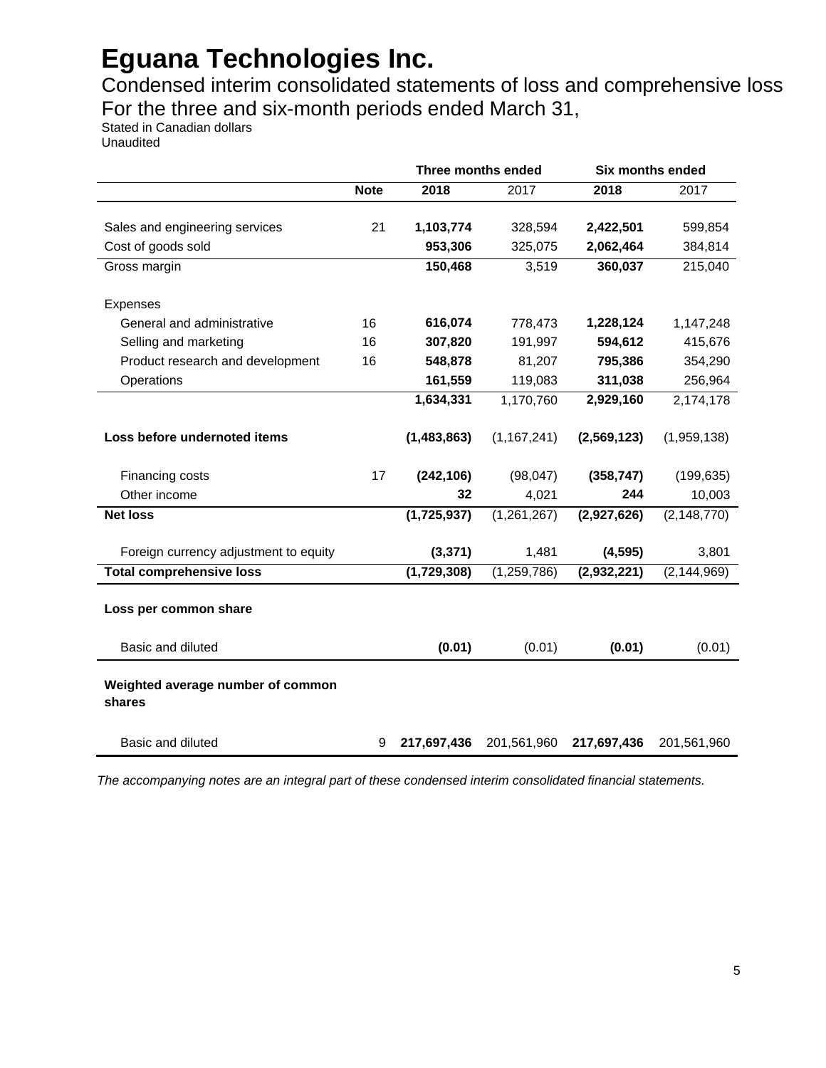# Eguana Technologies Inc.

Condensed interim consolidated statements of loss and comprehensive loss
For the three and six-month periods ended March 31,

Stated in Canadian dollars
Unaudited

| | | Three months ended | | Six months ended | |
|---|---|---|---|---|---|
| | **Note** | **2018** | 2017 | **2018** | 2017 |
| Sales and engineering services | 21 | **1,103,774** | 328,594 | **2,422,501** | 599,854 |
| Cost of goods sold | | **953,306** | 325,075 | **2,062,464** | 384,814 |
| Gross margin | | **150,468** | 3,519 | **360,037** | 215,040 |
| Expenses | | | | | |
| General and administrative | 16 | **616,074** | 778,473 | **1,228,124** | 1,147,248 |
| Selling and marketing | 16 | **307,820** | 191,997 | **594,612** | 415,676 |
| Product research and development | 16 | **548,878** | 81,207 | **795,386** | 354,290 |
| Operations | | **161,559** | 119,083 | **311,038** | 256,964 |
| | | **1,634,331** | 1,170,760 | **2,929,160** | 2,174,178 |
| **Loss before undernoted items** | | **(1,483,863)** | (1,167,241) | **(2,569,123)** | (1,959,138) |
| Financing costs | 17 | **(242,106)** | (98,047) | **(358,747)** | (199,635) |
| Other income | | **32** | 4,021 | **244** | 10,003 |
| **Net loss** | | **(1,725,937)** | (1,261,267) | **(2,927,626)** | (2,148,770) |
| Foreign currency adjustment to equity | | **(3,371)** | 1,481 | **(4,595)** | 3,801 |
| **Total comprehensive loss** | | **(1,729,308)** | (1,259,786) | **(2,932,221)** | (2,144,969) |
| **Loss per common share** | | | | | |
| Basic and diluted | | **(0.01)** | (0.01) | **(0.01)** | (0.01) |
| **Weighted average number of common shares** | | | | | |
| Basic and diluted | 9 | **217,697,436** | 201,561,960 | **217,697,436** | 201,561,960 |

*The accompanying notes are an integral part of these condensed interim consolidated financial statements.*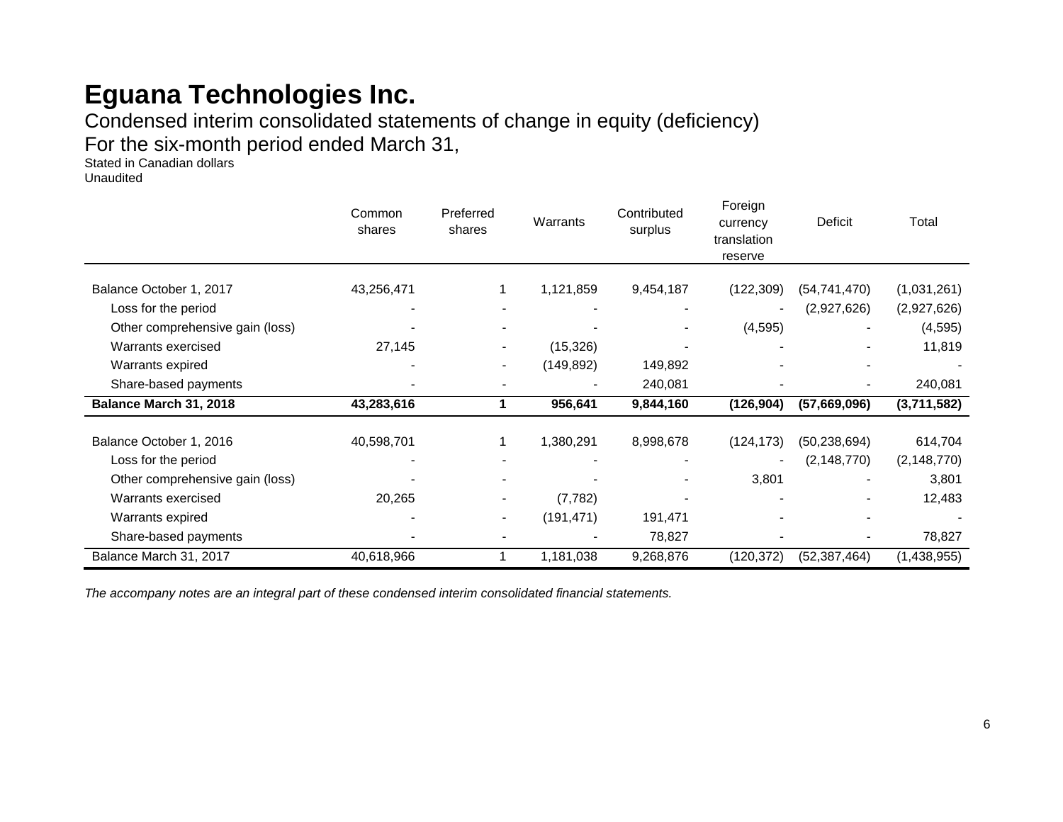# Eguana Technologies Inc.

Condensed interim consolidated statements of change in equity (deficiency)

For the six-month period ended March 31,

Stated in Canadian dollars

Unaudited

| | Common shares | Preferred shares | Warrants | Contributed surplus | Foreign currency translation reserve | Deficit | Total |
|---|---|---|---|---|---|---|---|
| Balance October 1, 2017 | 43,256,471 | 1 | 1,121,859 | 9,454,187 | (122,309) | (54,741,470) | (1,031,261) |
| Loss for the period | - | - | - | - | - | (2,927,626) | (2,927,626) |
| Other comprehensive gain (loss) | - | - | - | - | (4,595) | - | (4,595) |
| Warrants exercised | 27,145 | - | (15,326) | - | - | - | 11,819 |
| Warrants expired | - | - | (149,892) | 149,892 | - | - | - |
| Share-based payments | - | - | - | 240,081 | - | - | 240,081 |
| **Balance March 31, 2018** | **43,283,616** | **1** | **956,641** | **9,844,160** | **(126,904)** | **(57,669,096)** | **(3,711,582)** |
| | | | | | | | |
| Balance October 1, 2016 | 40,598,701 | 1 | 1,380,291 | 8,998,678 | (124,173) | (50,238,694) | 614,704 |
| Loss for the period | - | - | - | - | - | (2,148,770) | (2,148,770) |
| Other comprehensive gain (loss) | - | - | - | - | 3,801 | - | 3,801 |
| Warrants exercised | 20,265 | - | (7,782) | - | - | - | 12,483 |
| Warrants expired | - | - | (191,471) | 191,471 | - | - | - |
| Share-based payments | - | - | - | 78,827 | - | - | 78,827 |
| Balance March 31, 2017 | 40,618,966 | 1 | 1,181,038 | 9,268,876 | (120,372) | (52,387,464) | (1,438,955) |

*The accompany notes are an integral part of these condensed interim consolidated financial statements.*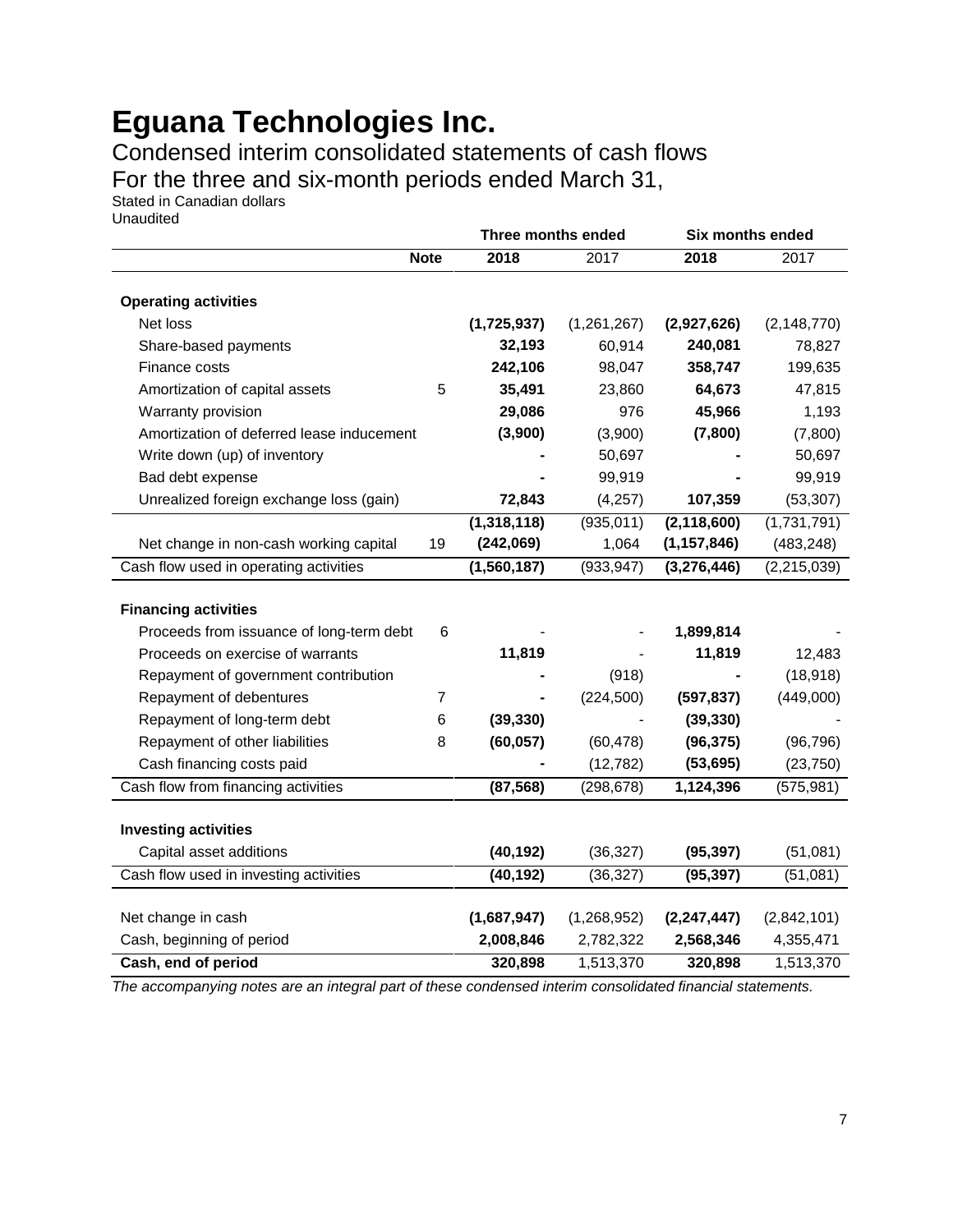# Eguana Technologies Inc.

## Condensed interim consolidated statements of cash flows

## For the three and six-month periods ended March 31,

Stated in Canadian dollars
Unaudited

| | Note | Three months ended 2018 | Three months ended 2017 | Six months ended 2018 | Six months ended 2017 |
|---|---|---|---|---|---|
| **Operating activities** | | | | | |
| Net loss | | **(1,725,937)** | (1,261,267) | **(2,927,626)** | (2,148,770) |
| Share-based payments | | **32,193** | 60,914 | **240,081** | 78,827 |
| Finance costs | | **242,106** | 98,047 | **358,747** | 199,635 |
| Amortization of capital assets | 5 | **35,491** | 23,860 | **64,673** | 47,815 |
| Warranty provision | | **29,086** | 976 | **45,966** | 1,193 |
| Amortization of deferred lease inducement | | **(3,900)** | (3,900) | **(7,800)** | (7,800) |
| Write down (up) of inventory | | **-** | 50,697 | **-** | 50,697 |
| Bad debt expense | | **-** | 99,919 | **-** | 99,919 |
| Unrealized foreign exchange loss (gain) | | **72,843** | (4,257) | **107,359** | (53,307) |
| | | **(1,318,118)** | (935,011) | **(2,118,600)** | (1,731,791) |
| Net change in non-cash working capital | 19 | **(242,069)** | 1,064 | **(1,157,846)** | (483,248) |
| Cash flow used in operating activities | | **(1,560,187)** | (933,947) | **(3,276,446)** | (2,215,039) |
| **Financing activities** | | | | | |
| Proceeds from issuance of long-term debt | 6 | **-** | - | **1,899,814** | - |
| Proceeds on exercise of warrants | | **11,819** | - | **11,819** | 12,483 |
| Repayment of government contribution | | **-** | (918) | **-** | (18,918) |
| Repayment of debentures | 7 | **-** | (224,500) | **(597,837)** | (449,000) |
| Repayment of long-term debt | 6 | **(39,330)** | - | **(39,330)** | - |
| Repayment of other liabilities | 8 | **(60,057)** | (60,478) | **(96,375)** | (96,796) |
| Cash financing costs paid | | **-** | (12,782) | **(53,695)** | (23,750) |
| Cash flow from financing activities | | **(87,568)** | (298,678) | **1,124,396** | (575,981) |
| **Investing activities** | | | | | |
| Capital asset additions | | **(40,192)** | (36,327) | **(95,397)** | (51,081) |
| Cash flow used in investing activities | | **(40,192)** | (36,327) | **(95,397)** | (51,081) |
| Net change in cash | | **(1,687,947)** | (1,268,952) | **(2,247,447)** | (2,842,101) |
| Cash, beginning of period | | **2,008,846** | 2,782,322 | **2,568,346** | 4,355,471 |
| **Cash, end of period** | | **320,898** | 1,513,370 | **320,898** | 1,513,370 |

*The accompanying notes are an integral part of these condensed interim consolidated financial statements.*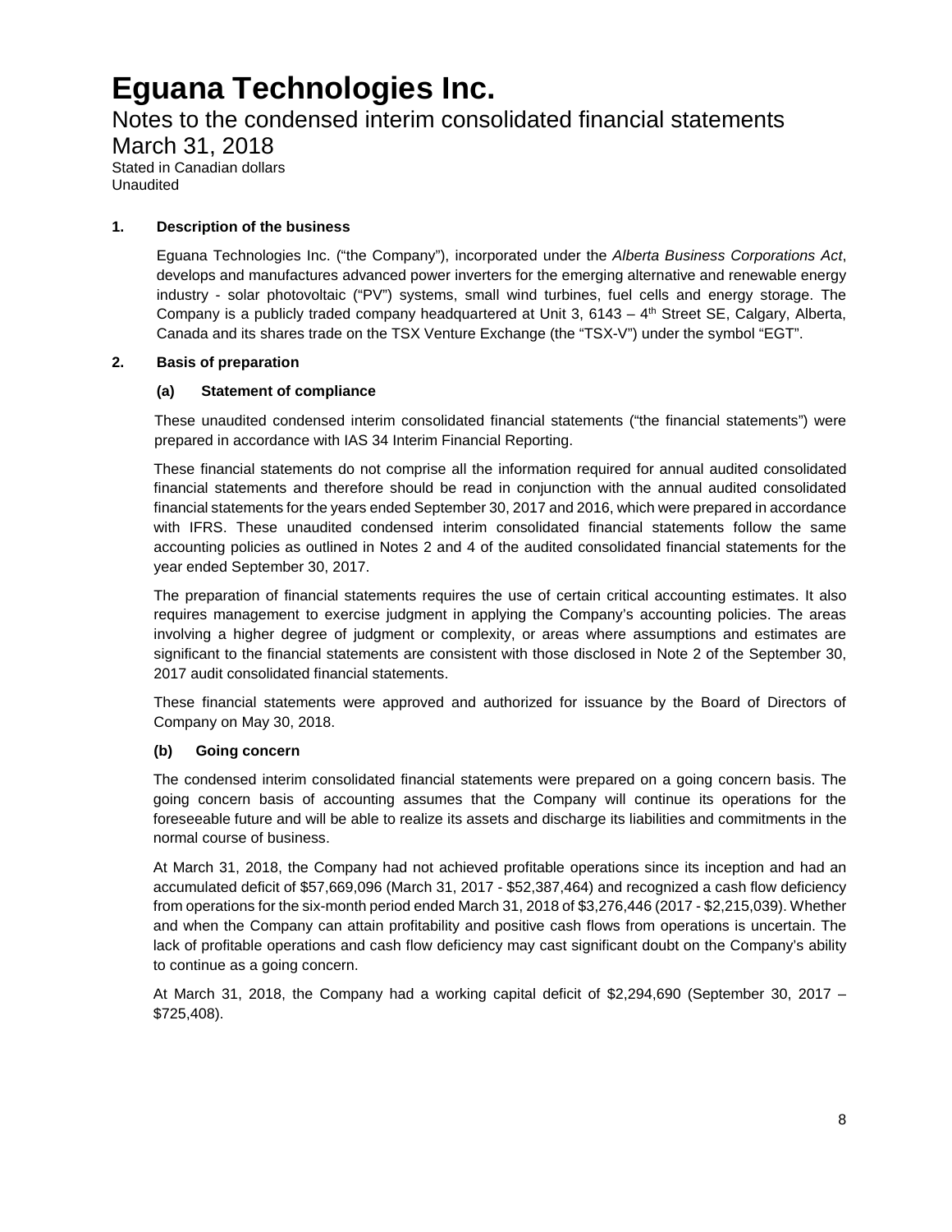# Eguana Technologies Inc.

## Notes to the condensed interim consolidated financial statements

## March 31, 2018

Stated in Canadian dollars
Unaudited

### 1. Description of the business

Eguana Technologies Inc. ("the Company"), incorporated under the *Alberta Business Corporations Act*, develops and manufactures advanced power inverters for the emerging alternative and renewable energy industry - solar photovoltaic ("PV") systems, small wind turbines, fuel cells and energy storage. The Company is a publicly traded company headquartered at Unit 3, 6143 – 4th Street SE, Calgary, Alberta, Canada and its shares trade on the TSX Venture Exchange (the "TSX-V") under the symbol "EGT".

### 2. Basis of preparation

#### (a) Statement of compliance

These unaudited condensed interim consolidated financial statements ("the financial statements") were prepared in accordance with IAS 34 Interim Financial Reporting.

These financial statements do not comprise all the information required for annual audited consolidated financial statements and therefore should be read in conjunction with the annual audited consolidated financial statements for the years ended September 30, 2017 and 2016, which were prepared in accordance with IFRS. These unaudited condensed interim consolidated financial statements follow the same accounting policies as outlined in Notes 2 and 4 of the audited consolidated financial statements for the year ended September 30, 2017.

The preparation of financial statements requires the use of certain critical accounting estimates. It also requires management to exercise judgment in applying the Company's accounting policies. The areas involving a higher degree of judgment or complexity, or areas where assumptions and estimates are significant to the financial statements are consistent with those disclosed in Note 2 of the September 30, 2017 audit consolidated financial statements.

These financial statements were approved and authorized for issuance by the Board of Directors of Company on May 30, 2018.

#### (b) Going concern

The condensed interim consolidated financial statements were prepared on a going concern basis. The going concern basis of accounting assumes that the Company will continue its operations for the foreseeable future and will be able to realize its assets and discharge its liabilities and commitments in the normal course of business.

At March 31, 2018, the Company had not achieved profitable operations since its inception and had an accumulated deficit of $57,669,096 (March 31, 2017 - $52,387,464) and recognized a cash flow deficiency from operations for the six-month period ended March 31, 2018 of $3,276,446 (2017 - $2,215,039). Whether and when the Company can attain profitability and positive cash flows from operations is uncertain. The lack of profitable operations and cash flow deficiency may cast significant doubt on the Company's ability to continue as a going concern.

At March 31, 2018, the Company had a working capital deficit of $2,294,690 (September 30, 2017 – $725,408).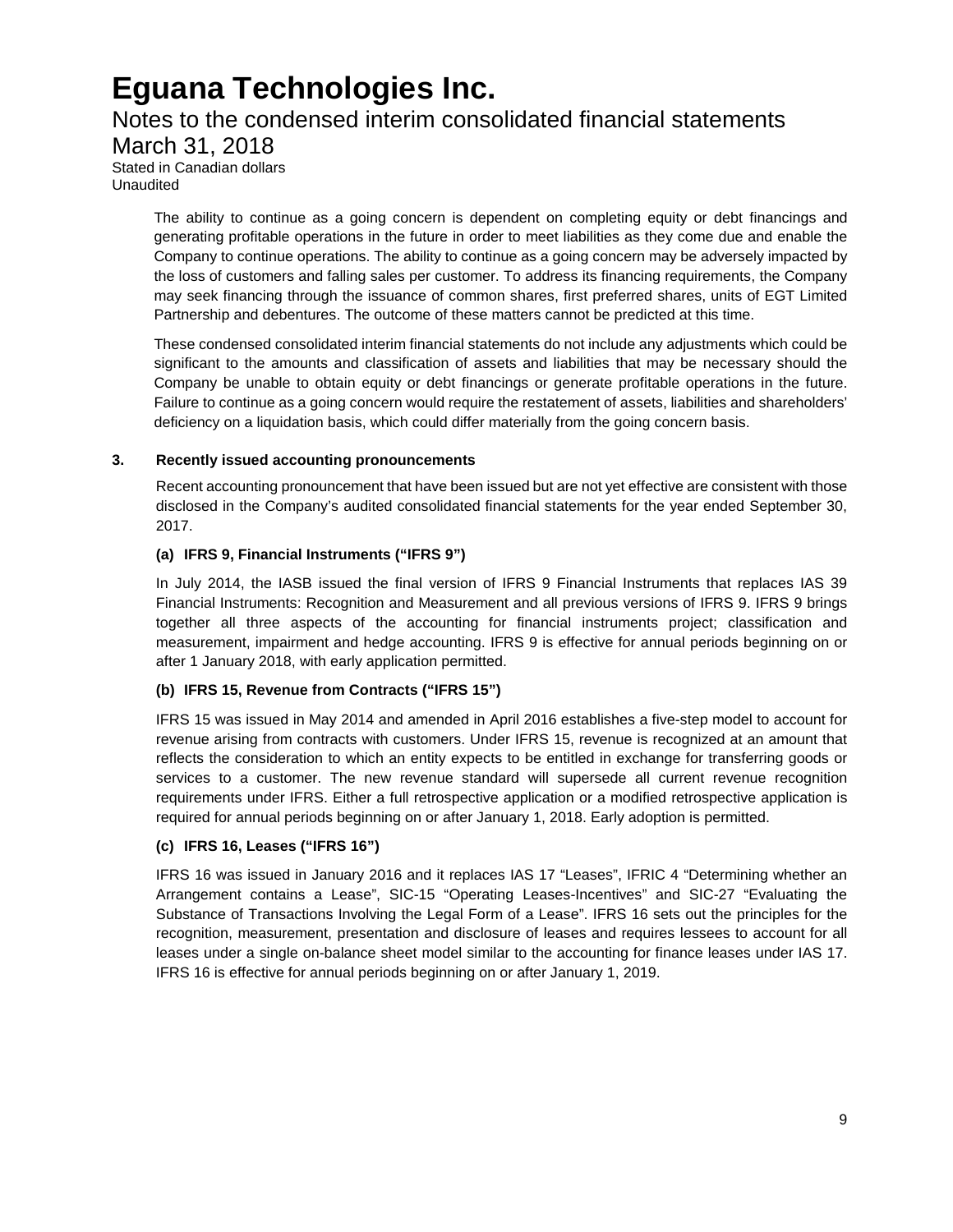The ability to continue as a going concern is dependent on completing equity or debt financings and generating profitable operations in the future in order to meet liabilities as they come due and enable the Company to continue operations. The ability to continue as a going concern may be adversely impacted by the loss of customers and falling sales per customer. To address its financing requirements, the Company may seek financing through the issuance of common shares, first preferred shares, units of EGT Limited Partnership and debentures. The outcome of these matters cannot be predicted at this time.

These condensed consolidated interim financial statements do not include any adjustments which could be significant to the amounts and classification of assets and liabilities that may be necessary should the Company be unable to obtain equity or debt financings or generate profitable operations in the future. Failure to continue as a going concern would require the restatement of assets, liabilities and shareholders' deficiency on a liquidation basis, which could differ materially from the going concern basis.

## 3. Recently issued accounting pronouncements

Recent accounting pronouncement that have been issued but are not yet effective are consistent with those disclosed in the Company's audited consolidated financial statements for the year ended September 30, 2017.

### (a) IFRS 9, Financial Instruments ("IFRS 9")

In July 2014, the IASB issued the final version of IFRS 9 Financial Instruments that replaces IAS 39 Financial Instruments: Recognition and Measurement and all previous versions of IFRS 9. IFRS 9 brings together all three aspects of the accounting for financial instruments project; classification and measurement, impairment and hedge accounting. IFRS 9 is effective for annual periods beginning on or after 1 January 2018, with early application permitted.

### (b) IFRS 15, Revenue from Contracts ("IFRS 15")

IFRS 15 was issued in May 2014 and amended in April 2016 establishes a five-step model to account for revenue arising from contracts with customers. Under IFRS 15, revenue is recognized at an amount that reflects the consideration to which an entity expects to be entitled in exchange for transferring goods or services to a customer. The new revenue standard will supersede all current revenue recognition requirements under IFRS. Either a full retrospective application or a modified retrospective application is required for annual periods beginning on or after January 1, 2018. Early adoption is permitted.

### (c) IFRS 16, Leases ("IFRS 16")

IFRS 16 was issued in January 2016 and it replaces IAS 17 "Leases", IFRIC 4 "Determining whether an Arrangement contains a Lease", SIC-15 "Operating Leases-Incentives" and SIC-27 "Evaluating the Substance of Transactions Involving the Legal Form of a Lease". IFRS 16 sets out the principles for the recognition, measurement, presentation and disclosure of leases and requires lessees to account for all leases under a single on-balance sheet model similar to the accounting for finance leases under IAS 17. IFRS 16 is effective for annual periods beginning on or after January 1, 2019.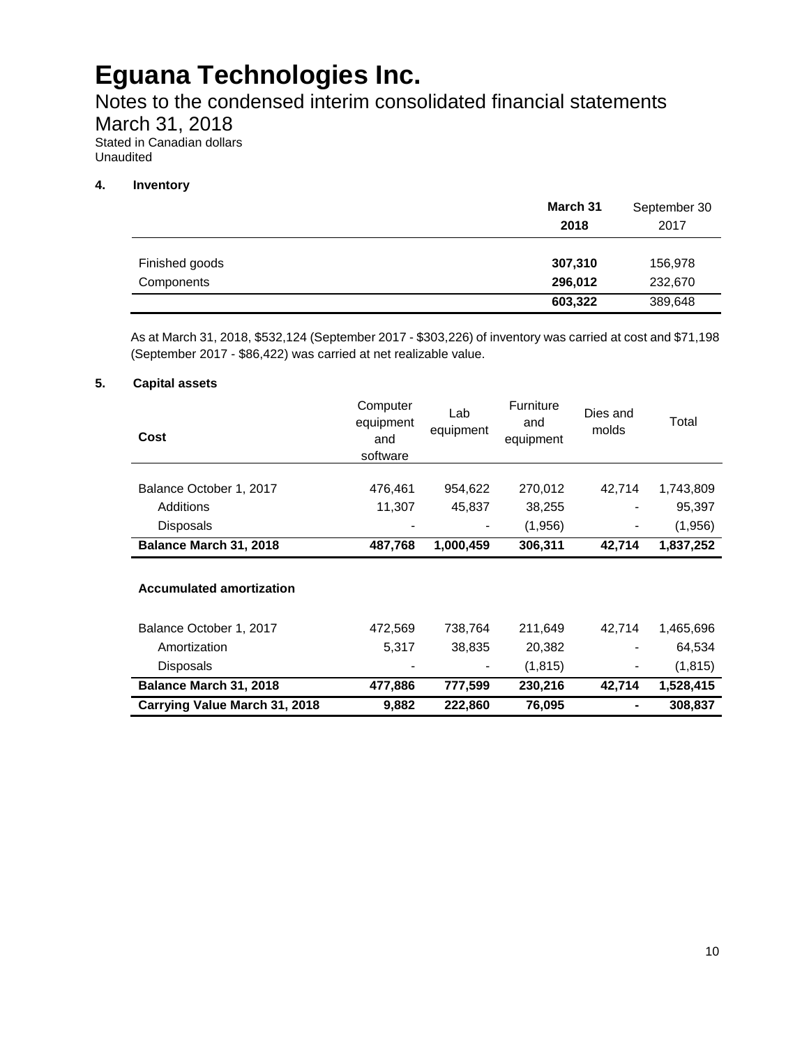# Eguana Technologies Inc.

## Notes to the condensed interim consolidated financial statements

## March 31, 2018

Stated in Canadian dollars
Unaudited

### 4. Inventory

| | **March 31 2018** | September 30 2017 |
|---|---|---|
| Finished goods | **307,310** | 156,978 |
| Components | **296,012** | 232,670 |
| | **603,322** | 389,648 |

As at March 31, 2018, $532,124 (September 2017 - $303,226) of inventory was carried at cost and $71,198 (September 2017 - $86,422) was carried at net realizable value.

### 5. Capital assets

| **Cost** | Computer equipment and software | Lab equipment | Furniture and equipment | Dies and molds | Total |
|---|---|---|---|---|---|
| Balance October 1, 2017 | 476,461 | 954,622 | 270,012 | 42,714 | 1,743,809 |
| Additions | 11,307 | 45,837 | 38,255 | - | 95,397 |
| Disposals | - | - | (1,956) | - | (1,956) |
| **Balance March 31, 2018** | **487,768** | **1,000,459** | **306,311** | **42,714** | **1,837,252** |
| | | | | | |
| **Accumulated amortization** | | | | | |
| Balance October 1, 2017 | 472,569 | 738,764 | 211,649 | 42,714 | 1,465,696 |
| Amortization | 5,317 | 38,835 | 20,382 | - | 64,534 |
| Disposals | - | - | (1,815) | - | (1,815) |
| **Balance March 31, 2018** | **477,886** | **777,599** | **230,216** | **42,714** | **1,528,415** |
| **Carrying Value March 31, 2018** | **9,882** | **222,860** | **76,095** | **-** | **308,837** |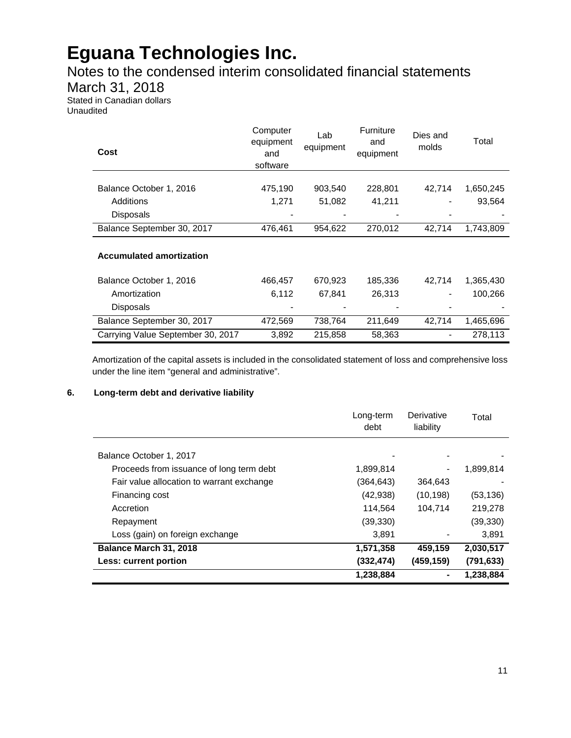# Eguana Technologies Inc.

Notes to the condensed interim consolidated financial statements
March 31, 2018
Stated in Canadian dollars
Unaudited

| Cost | Computer equipment and software | Lab equipment | Furniture and equipment | Dies and molds | Total |
|---|---|---|---|---|---|
| Balance October 1, 2016 | 475,190 | 903,540 | 228,801 | 42,714 | 1,650,245 |
| Additions | 1,271 | 51,082 | 41,211 | - | 93,564 |
| Disposals | - | - | - | - | - |
| Balance September 30, 2017 | 476,461 | 954,622 | 270,012 | 42,714 | 1,743,809 |
| **Accumulated amortization** | | | | | |
| Balance October 1, 2016 | 466,457 | 670,923 | 185,336 | 42,714 | 1,365,430 |
| Amortization | 6,112 | 67,841 | 26,313 | - | 100,266 |
| Disposals | - | - | - | - | - |
| Balance September 30, 2017 | 472,569 | 738,764 | 211,649 | 42,714 | 1,465,696 |
| Carrying Value September 30, 2017 | 3,892 | 215,858 | 58,363 | - | 278,113 |

Amortization of the capital assets is included in the consolidated statement of loss and comprehensive loss under the line item "general and administrative".

## 6. Long-term debt and derivative liability

| | Long-term debt | Derivative liability | Total |
|---|---|---|---|
| Balance October 1, 2017 | - | - | - |
| Proceeds from issuance of long term debt | 1,899,814 | - | 1,899,814 |
| Fair value allocation to warrant exchange | (364,643) | 364,643 | - |
| Financing cost | (42,938) | (10,198) | (53,136) |
| Accretion | 114,564 | 104,714 | 219,278 |
| Repayment | (39,330) | | (39,330) |
| Loss (gain) on foreign exchange | 3,891 | - | 3,891 |
| **Balance March 31, 2018** | **1,571,358** | **459,159** | **2,030,517** |
| **Less: current portion** | **(332,474)** | **(459,159)** | **(791,633)** |
| | **1,238,884** | **-** | **1,238,884** |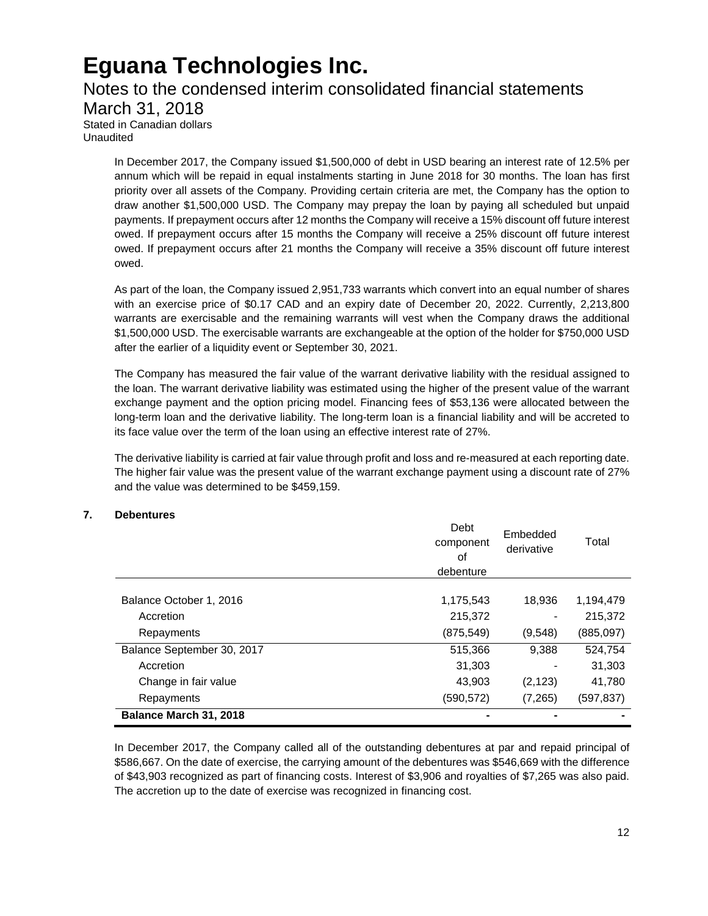# Eguana Technologies Inc.

Notes to the condensed interim consolidated financial statements
March 31, 2018
Stated in Canadian dollars
Unaudited

In December 2017, the Company issued $1,500,000 of debt in USD bearing an interest rate of 12.5% per annum which will be repaid in equal instalments starting in June 2018 for 30 months. The loan has first priority over all assets of the Company. Providing certain criteria are met, the Company has the option to draw another $1,500,000 USD. The Company may prepay the loan by paying all scheduled but unpaid payments. If prepayment occurs after 12 months the Company will receive a 15% discount off future interest owed. If prepayment occurs after 15 months the Company will receive a 25% discount off future interest owed. If prepayment occurs after 21 months the Company will receive a 35% discount off future interest owed.

As part of the loan, the Company issued 2,951,733 warrants which convert into an equal number of shares with an exercise price of $0.17 CAD and an expiry date of December 20, 2022. Currently, 2,213,800 warrants are exercisable and the remaining warrants will vest when the Company draws the additional $1,500,000 USD. The exercisable warrants are exchangeable at the option of the holder for $750,000 USD after the earlier of a liquidity event or September 30, 2021.

The Company has measured the fair value of the warrant derivative liability with the residual assigned to the loan. The warrant derivative liability was estimated using the higher of the present value of the warrant exchange payment and the option pricing model. Financing fees of $53,136 were allocated between the long-term loan and the derivative liability. The long-term loan is a financial liability and will be accreted to its face value over the term of the loan using an effective interest rate of 27%.

The derivative liability is carried at fair value through profit and loss and re-measured at each reporting date. The higher fair value was the present value of the warrant exchange payment using a discount rate of 27% and the value was determined to be $459,159.

## 7. Debentures

| | Debt component of debenture | Embedded derivative | Total |
|---|---|---|---|
| Balance October 1, 2016 | 1,175,543 | 18,936 | 1,194,479 |
| Accretion | 215,372 | - | 215,372 |
| Repayments | (875,549) | (9,548) | (885,097) |
| Balance September 30, 2017 | 515,366 | 9,388 | 524,754 |
| Accretion | 31,303 | - | 31,303 |
| Change in fair value | 43,903 | (2,123) | 41,780 |
| Repayments | (590,572) | (7,265) | (597,837) |
| **Balance March 31, 2018** | - | - | - |

In December 2017, the Company called all of the outstanding debentures at par and repaid principal of $586,667. On the date of exercise, the carrying amount of the debentures was $546,669 with the difference of $43,903 recognized as part of financing costs. Interest of $3,906 and royalties of $7,265 was also paid. The accretion up to the date of exercise was recognized in financing cost.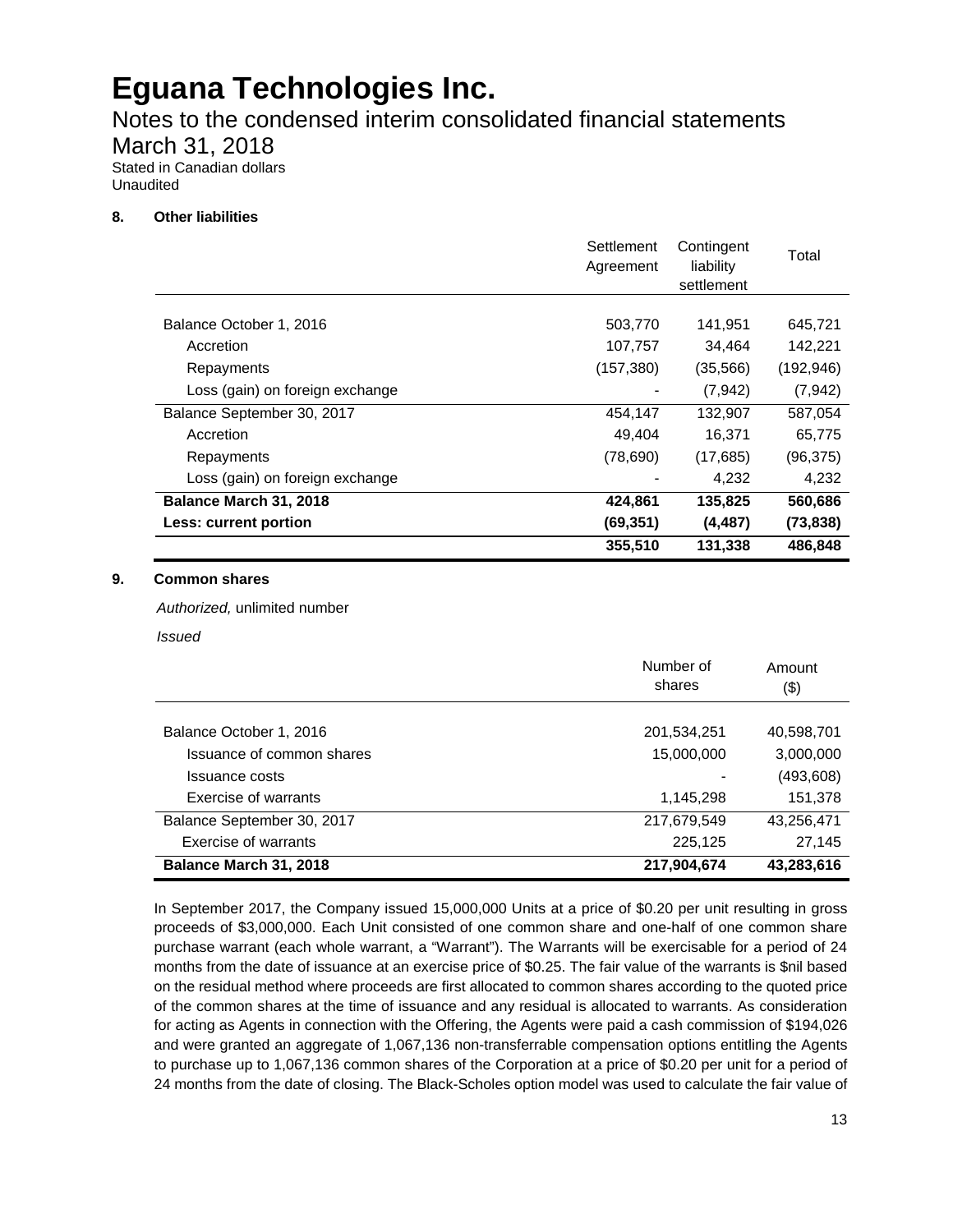# Eguana Technologies Inc.

Notes to the condensed interim consolidated financial statements
March 31, 2018
Stated in Canadian dollars
Unaudited

### 8. Other liabilities

| | Settlement Agreement | Contingent liability settlement | Total |
|---|---|---|---|
| Balance October 1, 2016 | 503,770 | 141,951 | 645,721 |
| Accretion | 107,757 | 34,464 | 142,221 |
| Repayments | (157,380) | (35,566) | (192,946) |
| Loss (gain) on foreign exchange | - | (7,942) | (7,942) |
| Balance September 30, 2017 | 454,147 | 132,907 | 587,054 |
| Accretion | 49,404 | 16,371 | 65,775 |
| Repayments | (78,690) | (17,685) | (96,375) |
| Loss (gain) on foreign exchange | - | 4,232 | 4,232 |
| **Balance March 31, 2018** | **424,861** | **135,825** | **560,686** |
| **Less: current portion** | **(69,351)** | **(4,487)** | **(73,838)** |
| | **355,510** | **131,338** | **486,848** |

### 9. Common shares

*Authorized,* unlimited number

*Issued*

| | Number of shares | Amount ($) |
|---|---|---|
| Balance October 1, 2016 | 201,534,251 | 40,598,701 |
| Issuance of common shares | 15,000,000 | 3,000,000 |
| Issuance costs | - | (493,608) |
| Exercise of warrants | 1,145,298 | 151,378 |
| Balance September 30, 2017 | 217,679,549 | 43,256,471 |
| Exercise of warrants | 225,125 | 27,145 |
| **Balance March 31, 2018** | **217,904,674** | **43,283,616** |

In September 2017, the Company issued 15,000,000 Units at a price of $0.20 per unit resulting in gross proceeds of $3,000,000. Each Unit consisted of one common share and one-half of one common share purchase warrant (each whole warrant, a "Warrant"). The Warrants will be exercisable for a period of 24 months from the date of issuance at an exercise price of $0.25. The fair value of the warrants is $nil based on the residual method where proceeds are first allocated to common shares according to the quoted price of the common shares at the time of issuance and any residual is allocated to warrants. As consideration for acting as Agents in connection with the Offering, the Agents were paid a cash commission of $194,026 and were granted an aggregate of 1,067,136 non-transferrable compensation options entitling the Agents to purchase up to 1,067,136 common shares of the Corporation at a price of $0.20 per unit for a period of 24 months from the date of closing. The Black-Scholes option model was used to calculate the fair value of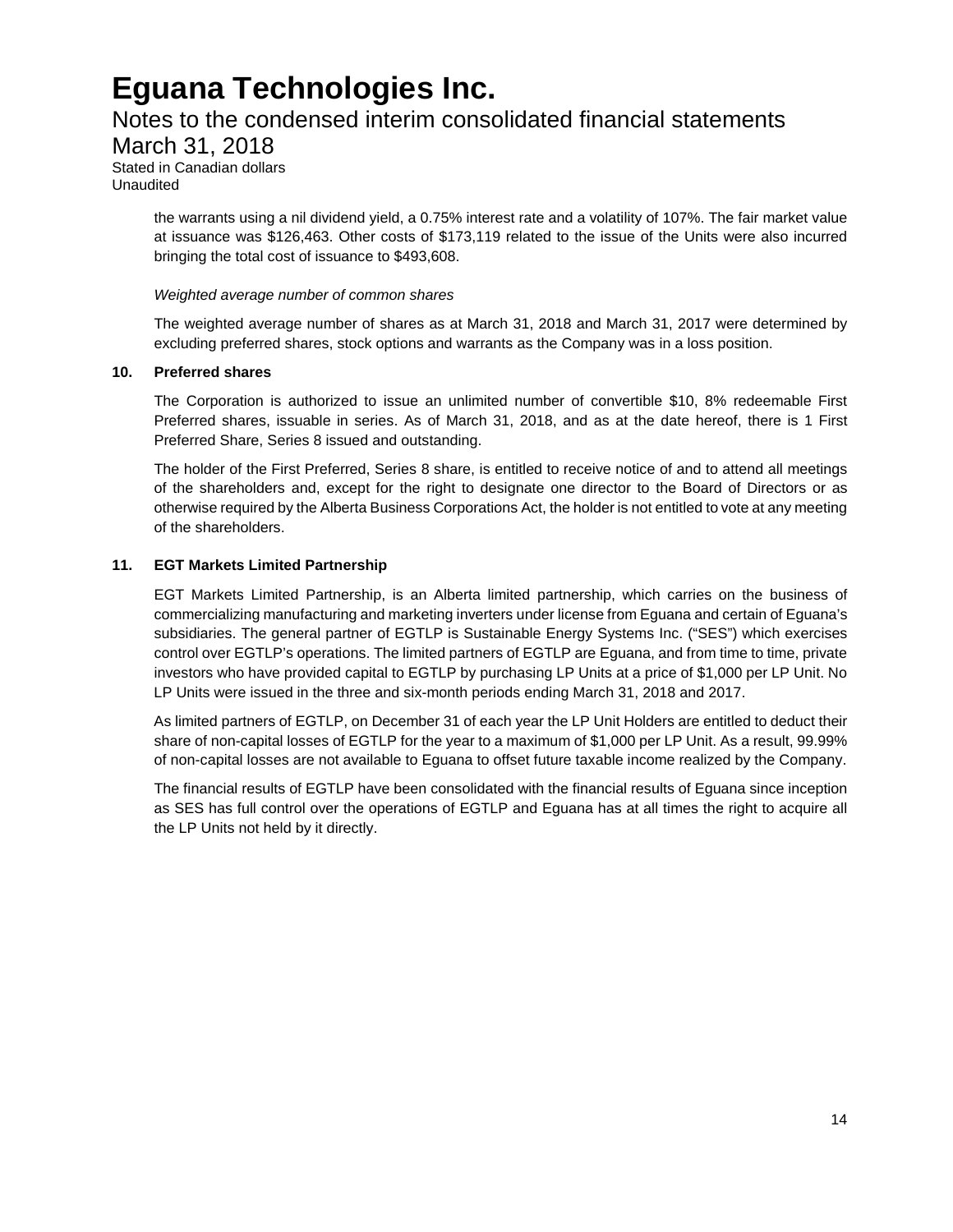the warrants using a nil dividend yield, a 0.75% interest rate and a volatility of 107%. The fair market value at issuance was $126,463. Other costs of $173,119 related to the issue of the Units were also incurred bringing the total cost of issuance to $493,608.

*Weighted average number of common shares*

The weighted average number of shares as at March 31, 2018 and March 31, 2017 were determined by excluding preferred shares, stock options and warrants as the Company was in a loss position.

## 10. Preferred shares

The Corporation is authorized to issue an unlimited number of convertible $10, 8% redeemable First Preferred shares, issuable in series. As of March 31, 2018, and as at the date hereof, there is 1 First Preferred Share, Series 8 issued and outstanding.

The holder of the First Preferred, Series 8 share, is entitled to receive notice of and to attend all meetings of the shareholders and, except for the right to designate one director to the Board of Directors or as otherwise required by the Alberta Business Corporations Act, the holder is not entitled to vote at any meeting of the shareholders.

## 11. EGT Markets Limited Partnership

EGT Markets Limited Partnership, is an Alberta limited partnership, which carries on the business of commercializing manufacturing and marketing inverters under license from Eguana and certain of Eguana's subsidiaries. The general partner of EGTLP is Sustainable Energy Systems Inc. ("SES") which exercises control over EGTLP's operations. The limited partners of EGTLP are Eguana, and from time to time, private investors who have provided capital to EGTLP by purchasing LP Units at a price of $1,000 per LP Unit. No LP Units were issued in the three and six-month periods ending March 31, 2018 and 2017.

As limited partners of EGTLP, on December 31 of each year the LP Unit Holders are entitled to deduct their share of non-capital losses of EGTLP for the year to a maximum of $1,000 per LP Unit. As a result, 99.99% of non-capital losses are not available to Eguana to offset future taxable income realized by the Company.

The financial results of EGTLP have been consolidated with the financial results of Eguana since inception as SES has full control over the operations of EGTLP and Eguana has at all times the right to acquire all the LP Units not held by it directly.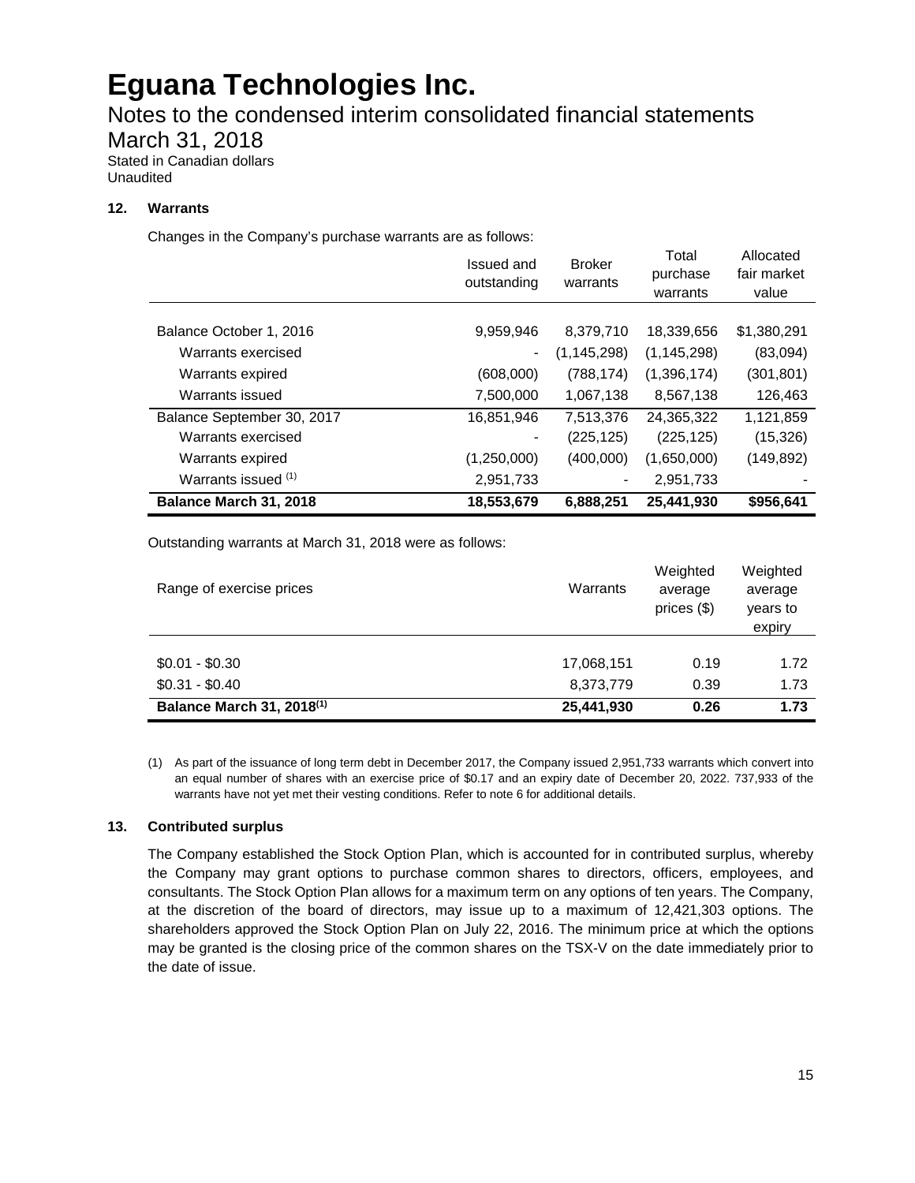# Eguana Technologies Inc.

Notes to the condensed interim consolidated financial statements
March 31, 2018
Stated in Canadian dollars
Unaudited

### 12. Warrants

Changes in the Company's purchase warrants are as follows:

| | Issued and outstanding | Broker warrants | Total purchase warrants | Allocated fair market value |
|---|---|---|---|---|
| Balance October 1, 2016 | 9,959,946 | 8,379,710 | 18,339,656 | $1,380,291 |
| Warrants exercised | - | (1,145,298) | (1,145,298) | (83,094) |
| Warrants expired | (608,000) | (788,174) | (1,396,174) | (301,801) |
| Warrants issued | 7,500,000 | 1,067,138 | 8,567,138 | 126,463 |
| Balance September 30, 2017 | 16,851,946 | 7,513,376 | 24,365,322 | 1,121,859 |
| Warrants exercised | - | (225,125) | (225,125) | (15,326) |
| Warrants expired | (1,250,000) | (400,000) | (1,650,000) | (149,892) |
| Warrants issued (1) | 2,951,733 | - | 2,951,733 | - |
| **Balance March 31, 2018** | **18,553,679** | **6,888,251** | **25,441,930** | **$956,641** |

Outstanding warrants at March 31, 2018 were as follows:

| Range of exercise prices | Warrants | Weighted average prices ($) | Weighted average years to expiry |
|---|---|---|---|
| $0.01 - $0.30 | 17,068,151 | 0.19 | 1.72 |
| $0.31 - $0.40 | 8,373,779 | 0.39 | 1.73 |
| **Balance March 31, 2018(1)** | **25,441,930** | **0.26** | **1.73** |

(1) As part of the issuance of long term debt in December 2017, the Company issued 2,951,733 warrants which convert into an equal number of shares with an exercise price of $0.17 and an expiry date of December 20, 2022. 737,933 of the warrants have not yet met their vesting conditions. Refer to note 6 for additional details.

### 13. Contributed surplus

The Company established the Stock Option Plan, which is accounted for in contributed surplus, whereby the Company may grant options to purchase common shares to directors, officers, employees, and consultants. The Stock Option Plan allows for a maximum term on any options of ten years. The Company, at the discretion of the board of directors, may issue up to a maximum of 12,421,303 options. The shareholders approved the Stock Option Plan on July 22, 2016. The minimum price at which the options may be granted is the closing price of the common shares on the TSX-V on the date immediately prior to the date of issue.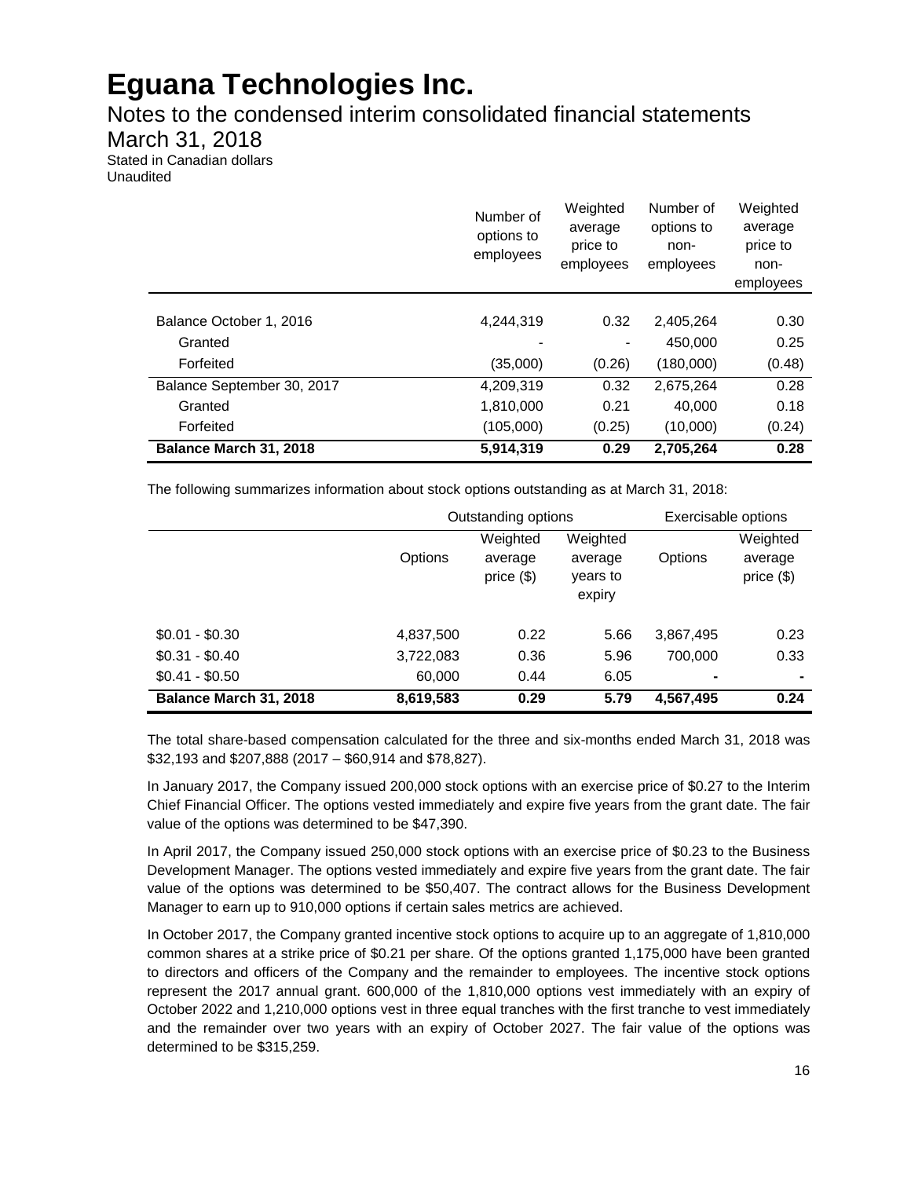# Eguana Technologies Inc.

Notes to the condensed interim consolidated financial statements
March 31, 2018
Stated in Canadian dollars
Unaudited

| | Number of options to employees | Weighted average price to employees | Number of options to non-employees | Weighted average price to non-employees |
|---|---|---|---|---|
| Balance October 1, 2016 | 4,244,319 | 0.32 | 2,405,264 | 0.30 |
| Granted | - | - | 450,000 | 0.25 |
| Forfeited | (35,000) | (0.26) | (180,000) | (0.48) |
| Balance September 30, 2017 | 4,209,319 | 0.32 | 2,675,264 | 0.28 |
| Granted | 1,810,000 | 0.21 | 40,000 | 0.18 |
| Forfeited | (105,000) | (0.25) | (10,000) | (0.24) |
| **Balance March 31, 2018** | **5,914,319** | **0.29** | **2,705,264** | **0.28** |

The following summarizes information about stock options outstanding as at March 31, 2018:

| | Outstanding options | | | Exercisable options | |
|---|---|---|---|---|---|
| | Options | Weighted average price ($) | Weighted average years to expiry | Options | Weighted average price ($) |
| $0.01 - $0.30 | 4,837,500 | 0.22 | 5.66 | 3,867,495 | 0.23 |
| $0.31 - $0.40 | 3,722,083 | 0.36 | 5.96 | 700,000 | 0.33 |
| $0.41 - $0.50 | 60,000 | 0.44 | 6.05 | - | - |
| **Balance March 31, 2018** | **8,619,583** | **0.29** | **5.79** | **4,567,495** | **0.24** |

The total share-based compensation calculated for the three and six-months ended March 31, 2018 was $32,193 and $207,888 (2017 – $60,914 and $78,827).

In January 2017, the Company issued 200,000 stock options with an exercise price of $0.27 to the Interim Chief Financial Officer. The options vested immediately and expire five years from the grant date. The fair value of the options was determined to be $47,390.

In April 2017, the Company issued 250,000 stock options with an exercise price of $0.23 to the Business Development Manager. The options vested immediately and expire five years from the grant date. The fair value of the options was determined to be $50,407. The contract allows for the Business Development Manager to earn up to 910,000 options if certain sales metrics are achieved.

In October 2017, the Company granted incentive stock options to acquire up to an aggregate of 1,810,000 common shares at a strike price of $0.21 per share. Of the options granted 1,175,000 have been granted to directors and officers of the Company and the remainder to employees. The incentive stock options represent the 2017 annual grant. 600,000 of the 1,810,000 options vest immediately with an expiry of October 2022 and 1,210,000 options vest in three equal tranches with the first tranche to vest immediately and the remainder over two years with an expiry of October 2027. The fair value of the options was determined to be $315,259.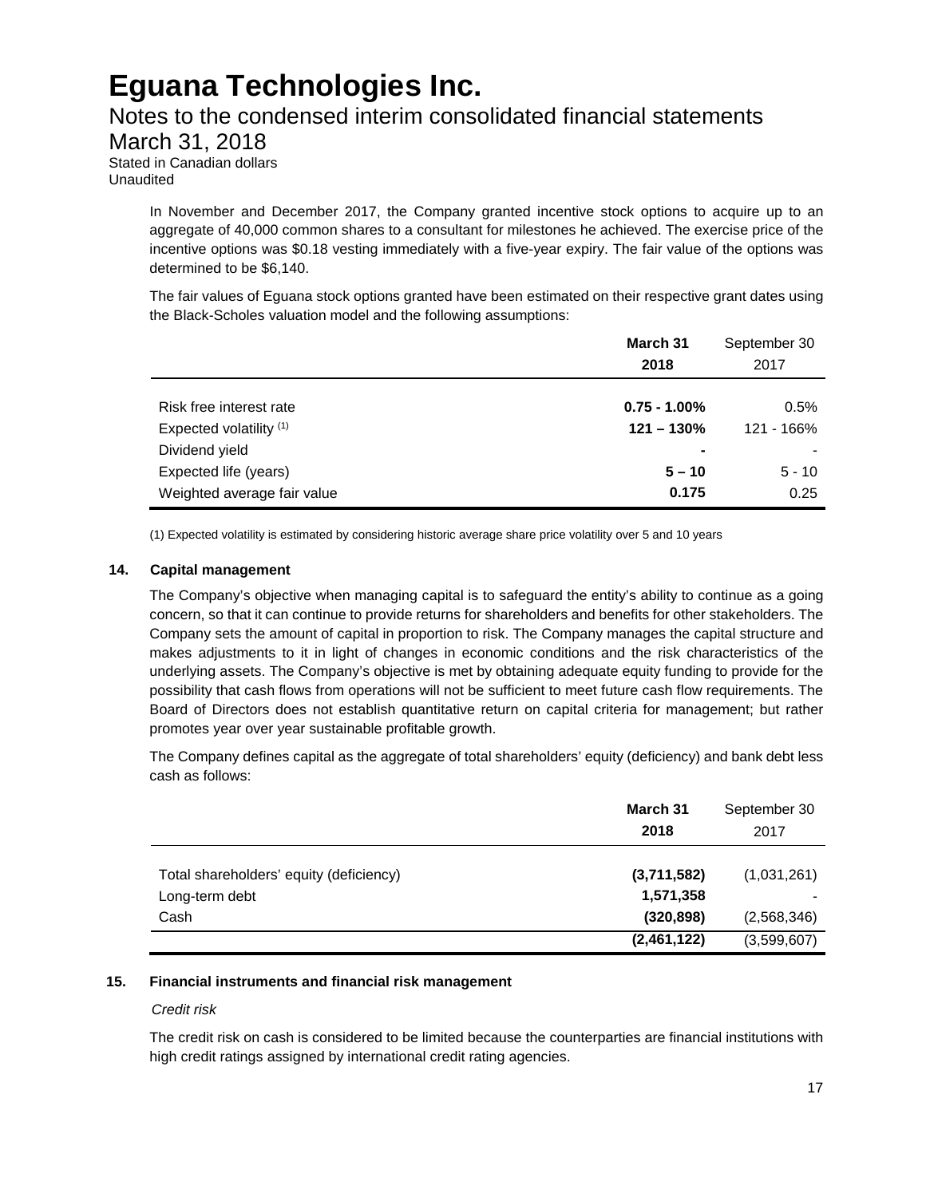In November and December 2017, the Company granted incentive stock options to acquire up to an aggregate of 40,000 common shares to a consultant for milestones he achieved. The exercise price of the incentive options was $0.18 vesting immediately with a five-year expiry. The fair value of the options was determined to be $6,140.

The fair values of Eguana stock options granted have been estimated on their respective grant dates using the Black-Scholes valuation model and the following assumptions:

| | **March 31 2018** | September 30 2017 |
|---|---|---|
| Risk free interest rate | **0.75 - 1.00%** | 0.5% |
| Expected volatility [(1)] | **121 – 130%** | 121 - 166% |
| Dividend yield | **-** | - |
| Expected life (years) | **5 – 10** | 5 - 10 |
| Weighted average fair value | **0.175** | 0.25 |

(1) Expected volatility is estimated by considering historic average share price volatility over 5 and 10 years

### 14. Capital management

The Company's objective when managing capital is to safeguard the entity's ability to continue as a going concern, so that it can continue to provide returns for shareholders and benefits for other stakeholders. The Company sets the amount of capital in proportion to risk. The Company manages the capital structure and makes adjustments to it in light of changes in economic conditions and the risk characteristics of the underlying assets. The Company's objective is met by obtaining adequate equity funding to provide for the possibility that cash flows from operations will not be sufficient to meet future cash flow requirements. The Board of Directors does not establish quantitative return on capital criteria for management; but rather promotes year over year sustainable profitable growth.

The Company defines capital as the aggregate of total shareholders' equity (deficiency) and bank debt less cash as follows:

| | **March 31 2018** | September 30 2017 |
|---|---|---|
| Total shareholders' equity (deficiency) | **(3,711,582)** | (1,031,261) |
| Long-term debt | **1,571,358** | - |
| Cash | **(320,898)** | (2,568,346) |
| | **(2,461,122)** | (3,599,607) |

### 15. Financial instruments and financial risk management

*Credit risk*

The credit risk on cash is considered to be limited because the counterparties are financial institutions with high credit ratings assigned by international credit rating agencies.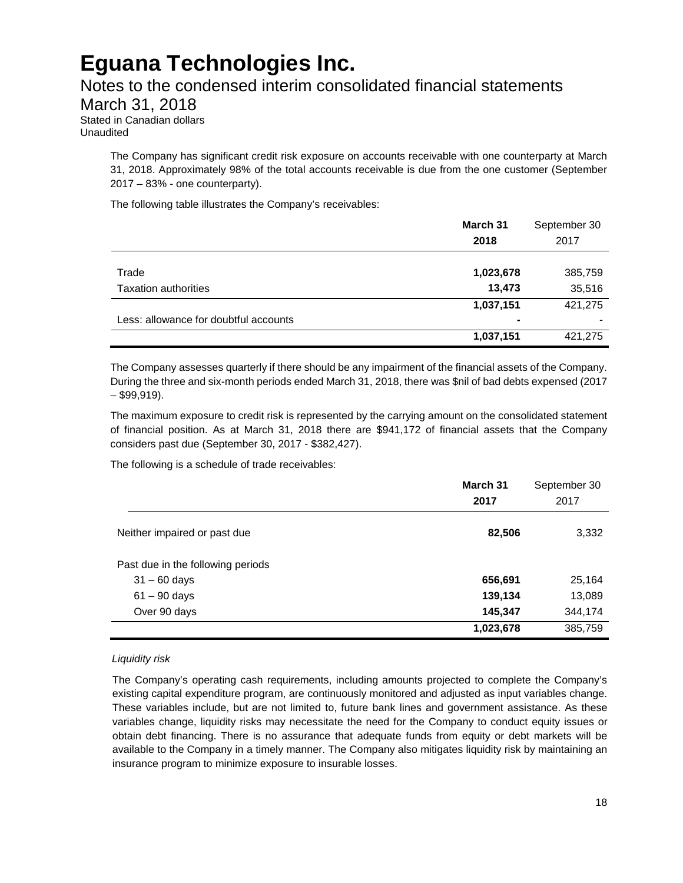# Eguana Technologies Inc.

## Notes to the condensed interim consolidated financial statements

## March 31, 2018

Stated in Canadian dollars

Unaudited

The Company has significant credit risk exposure on accounts receivable with one counterparty at March 31, 2018. Approximately 98% of the total accounts receivable is due from the one customer (September 2017 – 83% - one counterparty).

The following table illustrates the Company's receivables:

| | March 31 2018 | September 30 2017 |
|---|---|---|
| Trade | **1,023,678** | 385,759 |
| Taxation authorities | **13,473** | 35,516 |
| | **1,037,151** | 421,275 |
| Less: allowance for doubtful accounts | **-** | - |
| | **1,037,151** | 421,275 |

The Company assesses quarterly if there should be any impairment of the financial assets of the Company. During the three and six-month periods ended March 31, 2018, there was $nil of bad debts expensed (2017 – $99,919).

The maximum exposure to credit risk is represented by the carrying amount on the consolidated statement of financial position. As at March 31, 2018 there are $941,172 of financial assets that the Company considers past due (September 30, 2017 - $382,427).

The following is a schedule of trade receivables:

| | March 31 2017 | September 30 2017 |
|---|---|---|
| Neither impaired or past due | **82,506** | 3,332 |
| Past due in the following periods | | |
| 31 – 60 days | **656,691** | 25,164 |
| 61 – 90 days | **139,134** | 13,089 |
| Over 90 days | **145,347** | 344,174 |
| | **1,023,678** | 385,759 |

*Liquidity risk*

The Company's operating cash requirements, including amounts projected to complete the Company's existing capital expenditure program, are continuously monitored and adjusted as input variables change. These variables include, but are not limited to, future bank lines and government assistance. As these variables change, liquidity risks may necessitate the need for the Company to conduct equity issues or obtain debt financing. There is no assurance that adequate funds from equity or debt markets will be available to the Company in a timely manner. The Company also mitigates liquidity risk by maintaining an insurance program to minimize exposure to insurable losses.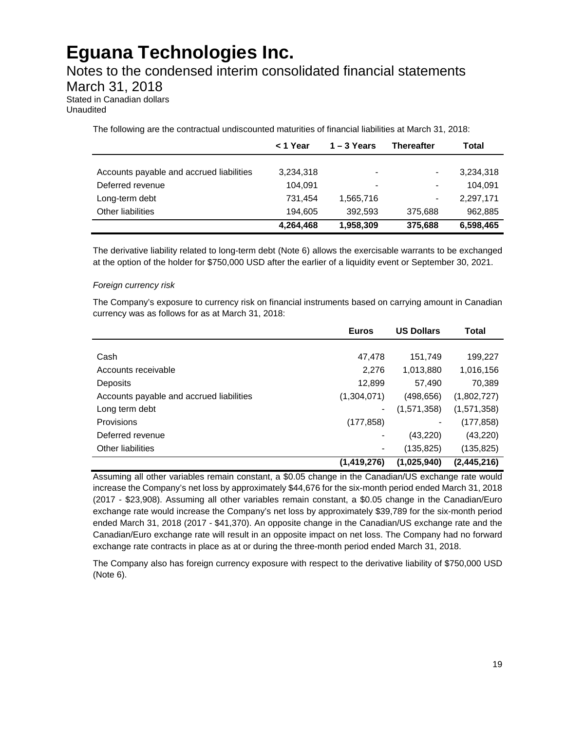# Eguana Technologies Inc.

## Notes to the condensed interim consolidated financial statements

## March 31, 2018

Stated in Canadian dollars
Unaudited

The following are the contractual undiscounted maturities of financial liabilities at March 31, 2018:

| | < 1 Year | 1 – 3 Years | Thereafter | Total |
|---|---|---|---|---|
| Accounts payable and accrued liabilities | 3,234,318 | - | - | 3,234,318 |
| Deferred revenue | 104,091 | - | - | 104,091 |
| Long-term debt | 731,454 | 1,565,716 | - | 2,297,171 |
| Other liabilities | 194,605 | 392,593 | 375,688 | 962,885 |
| | **4,264,468** | **1,958,309** | **375,688** | **6,598,465** |

The derivative liability related to long-term debt (Note 6) allows the exercisable warrants to be exchanged at the option of the holder for $750,000 USD after the earlier of a liquidity event or September 30, 2021.

*Foreign currency risk*

The Company's exposure to currency risk on financial instruments based on carrying amount in Canadian currency was as follows for as at March 31, 2018:

| | Euros | US Dollars | Total |
|---|---|---|---|
| Cash | 47,478 | 151,749 | 199,227 |
| Accounts receivable | 2,276 | 1,013,880 | 1,016,156 |
| Deposits | 12,899 | 57,490 | 70,389 |
| Accounts payable and accrued liabilities | (1,304,071) | (498,656) | (1,802,727) |
| Long term debt | - | (1,571,358) | (1,571,358) |
| Provisions | (177,858) | - | (177,858) |
| Deferred revenue | - | (43,220) | (43,220) |
| Other liabilities | - | (135,825) | (135,825) |
| | **(1,419,276)** | **(1,025,940)** | **(2,445,216)** |

Assuming all other variables remain constant, a $0.05 change in the Canadian/US exchange rate would increase the Company's net loss by approximately $44,676 for the six-month period ended March 31, 2018 (2017 - $23,908). Assuming all other variables remain constant, a $0.05 change in the Canadian/Euro exchange rate would increase the Company's net loss by approximately $39,789 for the six-month period ended March 31, 2018 (2017 - $41,370). An opposite change in the Canadian/US exchange rate and the Canadian/Euro exchange rate will result in an opposite impact on net loss. The Company had no forward exchange rate contracts in place as at or during the three-month period ended March 31, 2018.

The Company also has foreign currency exposure with respect to the derivative liability of $750,000 USD (Note 6).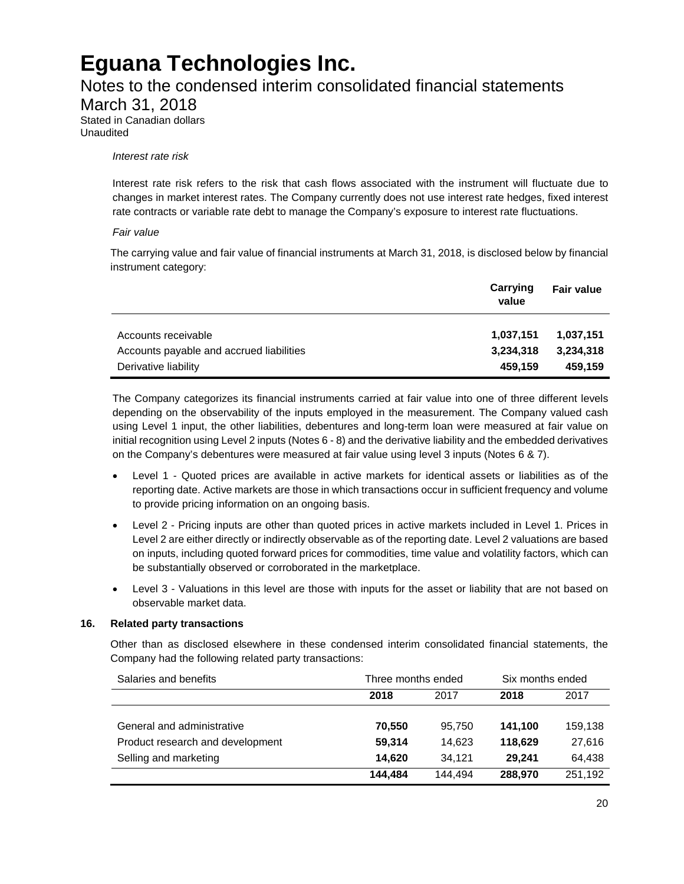# Eguana Technologies Inc.

## Notes to the condensed interim consolidated financial statements

## March 31, 2018

Stated in Canadian dollars
Unaudited

*Interest rate risk*

Interest rate risk refers to the risk that cash flows associated with the instrument will fluctuate due to changes in market interest rates. The Company currently does not use interest rate hedges, fixed interest rate contracts or variable rate debt to manage the Company's exposure to interest rate fluctuations.

*Fair value*

The carrying value and fair value of financial instruments at March 31, 2018, is disclosed below by financial instrument category:

| | **Carrying value** | **Fair value** |
|---|---|---|
| Accounts receivable | **1,037,151** | **1,037,151** |
| Accounts payable and accrued liabilities | **3,234,318** | **3,234,318** |
| Derivative liability | **459,159** | **459,159** |

The Company categorizes its financial instruments carried at fair value into one of three different levels depending on the observability of the inputs employed in the measurement. The Company valued cash using Level 1 input, the other liabilities, debentures and long-term loan were measured at fair value on initial recognition using Level 2 inputs (Notes 6 - 8) and the derivative liability and the embedded derivatives on the Company's debentures were measured at fair value using level 3 inputs (Notes 6 & 7).

- Level 1 - Quoted prices are available in active markets for identical assets or liabilities as of the reporting date. Active markets are those in which transactions occur in sufficient frequency and volume to provide pricing information on an ongoing basis.
- Level 2 - Pricing inputs are other than quoted prices in active markets included in Level 1. Prices in Level 2 are either directly or indirectly observable as of the reporting date. Level 2 valuations are based on inputs, including quoted forward prices for commodities, time value and volatility factors, which can be substantially observed or corroborated in the marketplace.
- Level 3 - Valuations in this level are those with inputs for the asset or liability that are not based on observable market data.

### 16. Related party transactions

Other than as disclosed elsewhere in these condensed interim consolidated financial statements, the Company had the following related party transactions:

| Salaries and benefits | Three months ended | | Six months ended | |
|---|---|---|---|---|
| | **2018** | 2017 | **2018** | 2017 |
| General and administrative | **70,550** | 95,750 | **141,100** | 159,138 |
| Product research and development | **59,314** | 14,623 | **118,629** | 27,616 |
| Selling and marketing | **14,620** | 34,121 | **29,241** | 64,438 |
| | **144,484** | 144,494 | **288,970** | 251,192 |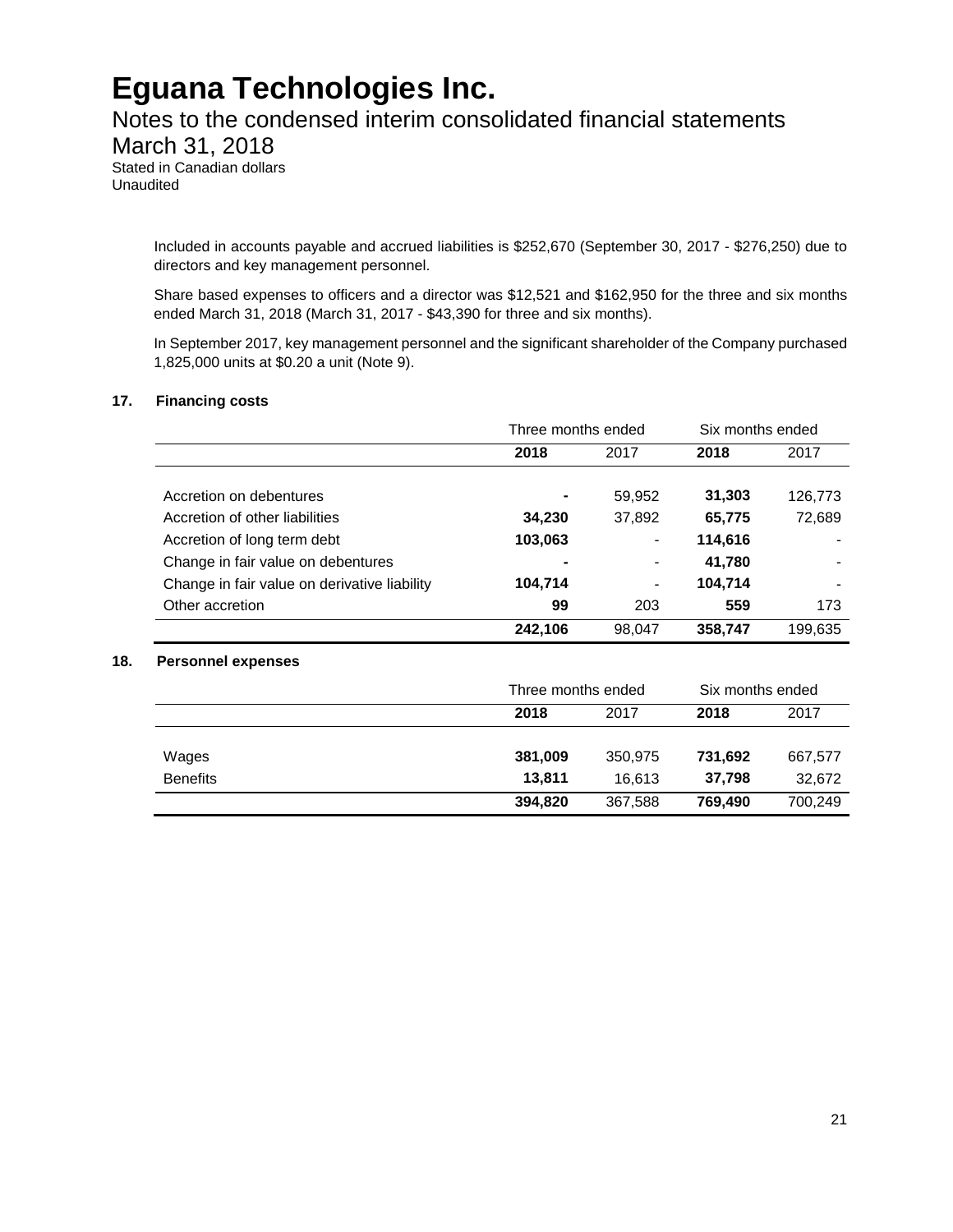# Eguana Technologies Inc.

Notes to the condensed interim consolidated financial statements
March 31, 2018
Stated in Canadian dollars
Unaudited

Included in accounts payable and accrued liabilities is $252,670 (September 30, 2017 - $276,250) due to directors and key management personnel.

Share based expenses to officers and a director was $12,521 and $162,950 for the three and six months ended March 31, 2018 (March 31, 2017 - $43,390 for three and six months).

In September 2017, key management personnel and the significant shareholder of the Company purchased 1,825,000 units at $0.20 a unit (Note 9).

## 17. Financing costs

| | Three months ended | | Six months ended | |
|---|---|---|---|---|
| | **2018** | 2017 | **2018** | 2017 |
| Accretion on debentures | **-** | 59,952 | **31,303** | 126,773 |
| Accretion of other liabilities | **34,230** | 37,892 | **65,775** | 72,689 |
| Accretion of long term debt | **103,063** | - | **114,616** | - |
| Change in fair value on debentures | **-** | - | **41,780** | - |
| Change in fair value on derivative liability | **104,714** | - | **104,714** | - |
| Other accretion | **99** | 203 | **559** | 173 |
| | **242,106** | 98,047 | **358,747** | 199,635 |

## 18. Personnel expenses

| | Three months ended | | Six months ended | |
|---|---|---|---|---|
| | **2018** | 2017 | **2018** | 2017 |
| Wages | **381,009** | 350,975 | **731,692** | 667,577 |
| Benefits | **13,811** | 16,613 | **37,798** | 32,672 |
| | **394,820** | 367,588 | **769,490** | 700,249 |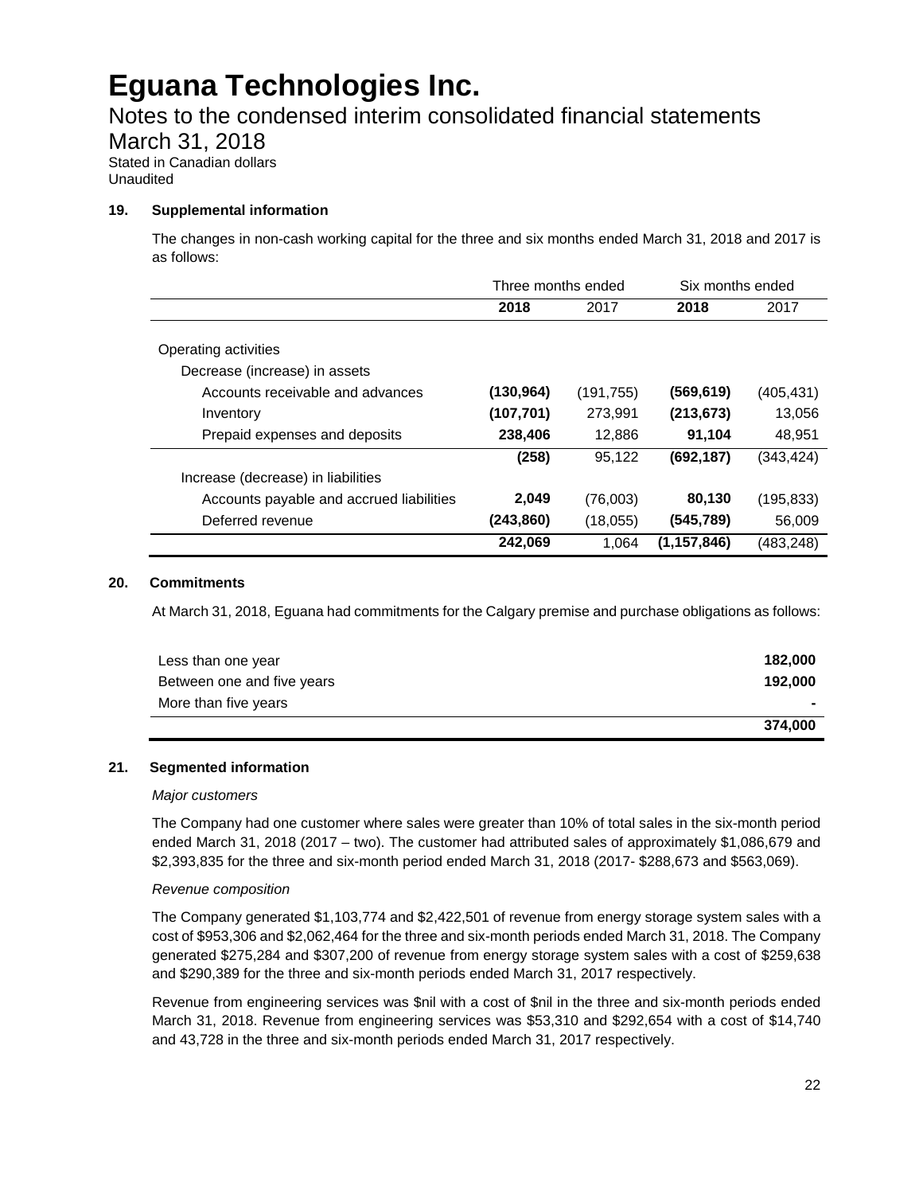# Eguana Technologies Inc.

## Notes to the condensed interim consolidated financial statements

## March 31, 2018

Stated in Canadian dollars
Unaudited

### 19. Supplemental information

The changes in non-cash working capital for the three and six months ended March 31, 2018 and 2017 is as follows:

| | Three months ended | | Six months ended | |
|---|---|---|---|---|
| | **2018** | 2017 | **2018** | 2017 |
| Operating activities | | | | |
| Decrease (increase) in assets | | | | |
| Accounts receivable and advances | **(130,964)** | (191,755) | **(569,619)** | (405,431) |
| Inventory | **(107,701)** | 273,991 | **(213,673)** | 13,056 |
| Prepaid expenses and deposits | **238,406** | 12,886 | **91,104** | 48,951 |
| | **(258)** | 95,122 | **(692,187)** | (343,424) |
| Increase (decrease) in liabilities | | | | |
| Accounts payable and accrued liabilities | **2,049** | (76,003) | **80,130** | (195,833) |
| Deferred revenue | **(243,860)** | (18,055) | **(545,789)** | 56,009 |
| | **242,069** | 1,064 | **(1,157,846)** | (483,248) |

### 20. Commitments

At March 31, 2018, Eguana had commitments for the Calgary premise and purchase obligations as follows:

| | |
|---|---|
| Less than one year | **182,000** |
| Between one and five years | **192,000** |
| More than five years | **-** |
| | **374,000** |

### 21. Segmented information

*Major customers*

The Company had one customer where sales were greater than 10% of total sales in the six-month period ended March 31, 2018 (2017 – two). The customer had attributed sales of approximately $1,086,679 and $2,393,835 for the three and six-month period ended March 31, 2018 (2017- $288,673 and $563,069).

*Revenue composition*

The Company generated $1,103,774 and $2,422,501 of revenue from energy storage system sales with a cost of $953,306 and $2,062,464 for the three and six-month periods ended March 31, 2018. The Company generated $275,284 and $307,200 of revenue from energy storage system sales with a cost of $259,638 and $290,389 for the three and six-month periods ended March 31, 2017 respectively.

Revenue from engineering services was $nil with a cost of $nil in the three and six-month periods ended March 31, 2018. Revenue from engineering services was $53,310 and $292,654 with a cost of $14,740 and 43,728 in the three and six-month periods ended March 31, 2017 respectively.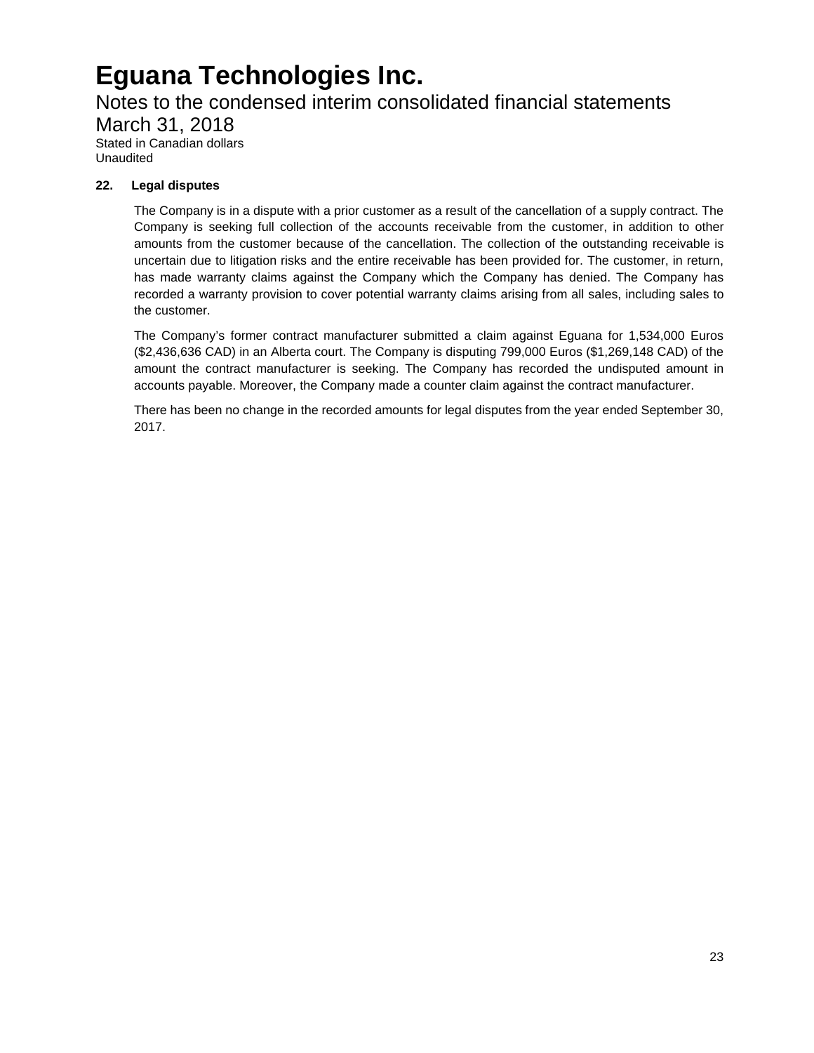# Eguana Technologies Inc.

Notes to the condensed interim consolidated financial statements
March 31, 2018
Stated in Canadian dollars
Unaudited

### 22. Legal disputes

The Company is in a dispute with a prior customer as a result of the cancellation of a supply contract. The Company is seeking full collection of the accounts receivable from the customer, in addition to other amounts from the customer because of the cancellation. The collection of the outstanding receivable is uncertain due to litigation risks and the entire receivable has been provided for. The customer, in return, has made warranty claims against the Company which the Company has denied. The Company has recorded a warranty provision to cover potential warranty claims arising from all sales, including sales to the customer.

The Company's former contract manufacturer submitted a claim against Eguana for 1,534,000 Euros ($2,436,636 CAD) in an Alberta court. The Company is disputing 799,000 Euros ($1,269,148 CAD) of the amount the contract manufacturer is seeking. The Company has recorded the undisputed amount in accounts payable. Moreover, the Company made a counter claim against the contract manufacturer.

There has been no change in the recorded amounts for legal disputes from the year ended September 30, 2017.